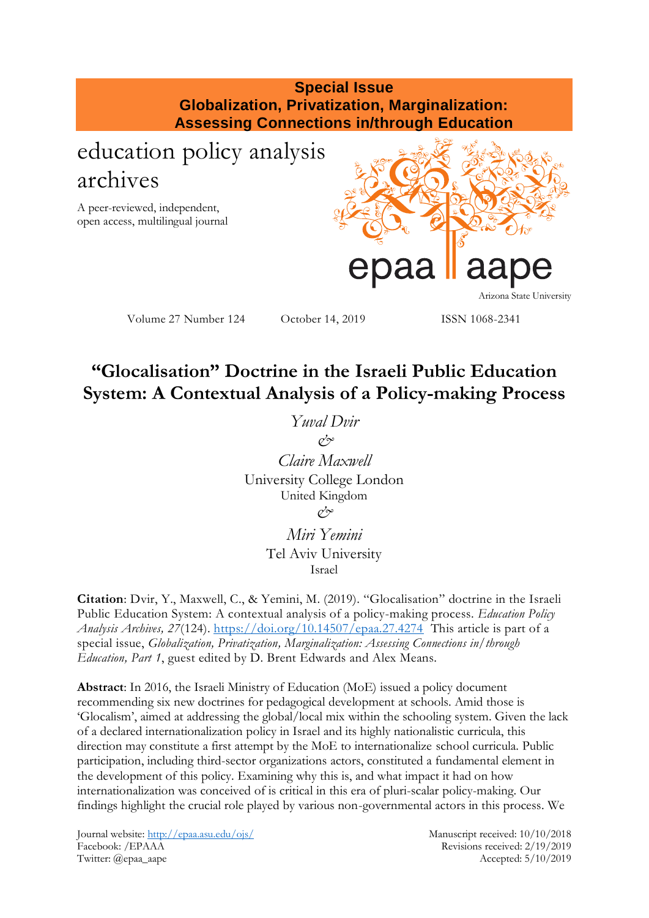**Special Issue**
**Globalization, Privatization, Marginalization:**
**Assessing Connections in/through Education**

education policy analysis archives

A peer-reviewed, independent, open access, multilingual journal

epaa | aape

Arizona State University

Volume 27 Number 124 October 14, 2019 ISSN 1068-2341

# "Glocalisation" Doctrine in the Israeli Public Education System: A Contextual Analysis of a Policy-making Process

*Yuval Dvir*
*&*
*Claire Maxwell*
University College London
United Kingdom
*&*
*Miri Yemini*
Tel Aviv University
Israel

**Citation**: Dvir, Y., Maxwell, C., & Yemini, M. (2019). "Glocalisation" doctrine in the Israeli Public Education System: A contextual analysis of a policy-making process. *Education Policy Analysis Archives, 27*(124). https://doi.org/10.14507/epaa.27.4274 This article is part of a special issue, *Globalization, Privatization, Marginalization: Assessing Connections in/through Education, Part 1*, guest edited by D. Brent Edwards and Alex Means.

**Abstract**: In 2016, the Israeli Ministry of Education (MoE) issued a policy document recommending six new doctrines for pedagogical development at schools. Amid those is 'Glocalism', aimed at addressing the global/local mix within the schooling system. Given the lack of a declared internationalization policy in Israel and its highly nationalistic curricula, this direction may constitute a first attempt by the MoE to internationalize school curricula. Public participation, including third-sector organizations actors, constituted a fundamental element in the development of this policy. Examining why this is, and what impact it had on how internationalization was conceived of is critical in this era of pluri-scalar policy-making. Our findings highlight the crucial role played by various non-governmental actors in this process. We

Journal website: http://epaa.asu.edu/ojs/
Facebook: /EPAAA
Twitter: @epaa_aape

Manuscript received: 10/10/2018
Revisions received: 2/19/2019
Accepted: 5/10/2019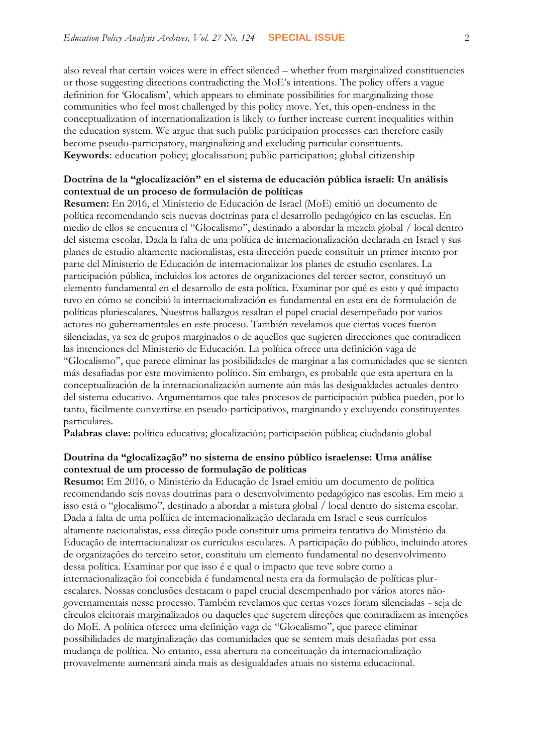also reveal that certain voices were in effect silenced – whether from marginalized constituencies or those suggesting directions contradicting the MoE's intentions. The policy offers a vague definition for 'Glocalism', which appears to eliminate possibilities for marginalizing those communities who feel most challenged by this policy move. Yet, this open-endness in the conceptualization of internationalization is likely to further increase current inequalities within the education system. We argue that such public participation processes can therefore easily become pseudo-participatory, marginalizing and excluding particular constituents.
**Keywords**: education policy; glocalisation; public participation; global citizenship

**Doctrina de la "glocalización" en el sistema de educación pública israelí: Un análisis contextual de un proceso de formulación de políticas**
**Resumen:** En 2016, el Ministerio de Educación de Israel (MoE) emitió un documento de política recomendando seis nuevas doctrinas para el desarrollo pedagógico en las escuelas. En medio de ellos se encuentra el "Glocalismo", destinado a abordar la mezcla global / local dentro del sistema escolar. Dada la falta de una política de internacionalización declarada en Israel y sus planes de estudio altamente nacionalistas, esta dirección puede constituir un primer intento por parte del Ministerio de Educación de internacionalizar los planes de estudio escolares. La participación pública, incluidos los actores de organizaciones del tercer sector, constituyó un elemento fundamental en el desarrollo de esta política. Examinar por qué es esto y qué impacto tuvo en cómo se concibió la internacionalización es fundamental en esta era de formulación de políticas pluriescalares. Nuestros hallazgos resaltan el papel crucial desempeñado por varios actores no gubernamentales en este proceso. También revelamos que ciertas voces fueron silenciadas, ya sea de grupos marginados o de aquellos que sugieren direcciones que contradicen las intenciones del Ministerio de Educación. La política ofrece una definición vaga de "Glocalismo", que parece eliminar las posibilidades de marginar a las comunidades que se sienten más desafiadas por este movimiento político. Sin embargo, es probable que esta apertura en la conceptualización de la internacionalización aumente aún más las desigualdades actuales dentro del sistema educativo. Argumentamos que tales procesos de participación pública pueden, por lo tanto, fácilmente convertirse en pseudo-participativos, marginando y excluyendo constituyentes particulares.
**Palabras clave:** política educativa; glocalización; participación pública; ciudadania global

**Doutrina da "glocalização" no sistema de ensino público israelense: Uma análise contextual de um processo de formulação de políticas**
**Resumo:** Em 2016, o Ministério da Educação de Israel emitiu um documento de política recomendando seis novas doutrinas para o desenvolvimento pedagógico nas escolas. Em meio a isso está o "glocalismo", destinado a abordar a mistura global / local dentro do sistema escolar. Dada a falta de uma política de internacionalização declarada em Israel e seus currículos altamente nacionalistas, essa direção pode constituir uma primeira tentativa do Ministério da Educação de internacionalizar os currículos escolares. A participação do público, incluindo atores de organizações do terceiro setor, constituiu um elemento fundamental no desenvolvimento dessa política. Examinar por que isso é e qual o impacto que teve sobre como a internacionalização foi concebida é fundamental nesta era da formulação de políticas plur-escalares. Nossas conclusões destacam o papel crucial desempenhado por vários atores não-governamentais nesse processo. Também revelamos que certas vozes foram silenciadas - seja de círculos eleitorais marginalizados ou daqueles que sugerem direções que contradizem as intenções do MoE. A política oferece uma definição vaga de "Glocalismo", que parece eliminar possibilidades de marginalização das comunidades que se sentem mais desafiadas por essa mudança de política. No entanto, essa abertura na conceituação da internacionalização provavelmente aumentará ainda mais as desigualdades atuais no sistema educacional.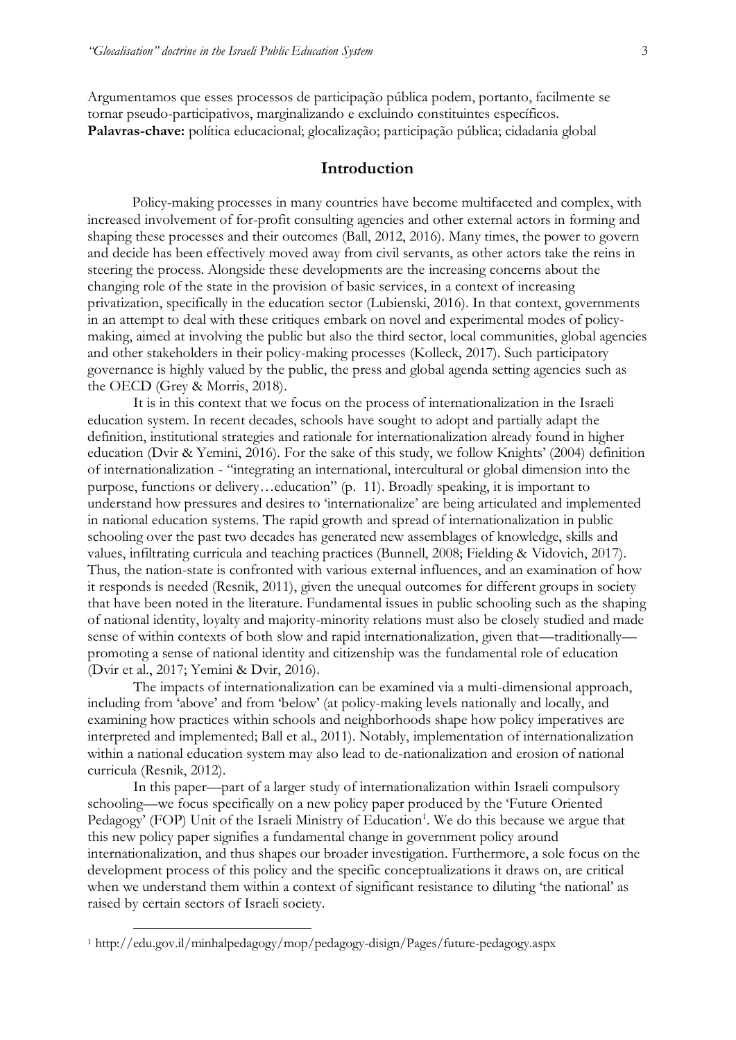Argumentamos que esses processos de participação pública podem, portanto, facilmente se tornar pseudo-participativos, marginalizando e excluindo constituintes específicos.
**Palavras-chave:** política educacional; glocalização; participação pública; cidadania global

## Introduction

Policy-making processes in many countries have become multifaceted and complex, with increased involvement of for-profit consulting agencies and other external actors in forming and shaping these processes and their outcomes (Ball, 2012, 2016). Many times, the power to govern and decide has been effectively moved away from civil servants, as other actors take the reins in steering the process. Alongside these developments are the increasing concerns about the changing role of the state in the provision of basic services, in a context of increasing privatization, specifically in the education sector (Lubienski, 2016). In that context, governments in an attempt to deal with these critiques embark on novel and experimental modes of policy-making, aimed at involving the public but also the third sector, local communities, global agencies and other stakeholders in their policy-making processes (Kolleck, 2017). Such participatory governance is highly valued by the public, the press and global agenda setting agencies such as the OECD (Grey & Morris, 2018).

It is in this context that we focus on the process of internationalization in the Israeli education system. In recent decades, schools have sought to adopt and partially adapt the definition, institutional strategies and rationale for internationalization already found in higher education (Dvir & Yemini, 2016). For the sake of this study, we follow Knights' (2004) definition of internationalization - "integrating an international, intercultural or global dimension into the purpose, functions or delivery…education" (p. 11). Broadly speaking, it is important to understand how pressures and desires to 'internationalize' are being articulated and implemented in national education systems. The rapid growth and spread of internationalization in public schooling over the past two decades has generated new assemblages of knowledge, skills and values, infiltrating curricula and teaching practices (Bunnell, 2008; Fielding & Vidovich, 2017). Thus, the nation-state is confronted with various external influences, and an examination of how it responds is needed (Resnik, 2011), given the unequal outcomes for different groups in society that have been noted in the literature. Fundamental issues in public schooling such as the shaping of national identity, loyalty and majority-minority relations must also be closely studied and made sense of within contexts of both slow and rapid internationalization, given that—traditionally—promoting a sense of national identity and citizenship was the fundamental role of education (Dvir et al., 2017; Yemini & Dvir, 2016).

The impacts of internationalization can be examined via a multi-dimensional approach, including from 'above' and from 'below' (at policy-making levels nationally and locally, and examining how practices within schools and neighborhoods shape how policy imperatives are interpreted and implemented; Ball et al., 2011). Notably, implementation of internationalization within a national education system may also lead to de-nationalization and erosion of national curricula (Resnik, 2012).

In this paper—part of a larger study of internationalization within Israeli compulsory schooling—we focus specifically on a new policy paper produced by the 'Future Oriented Pedagogy' (FOP) Unit of the Israeli Ministry of Education[1]. We do this because we argue that this new policy paper signifies a fundamental change in government policy around internationalization, and thus shapes our broader investigation. Furthermore, a sole focus on the development process of this policy and the specific conceptualizations it draws on, are critical when we understand them within a context of significant resistance to diluting 'the national' as raised by certain sectors of Israeli society.

[1] http://edu.gov.il/minhalpedagogy/mop/pedagogy-disign/Pages/future-pedagogy.aspx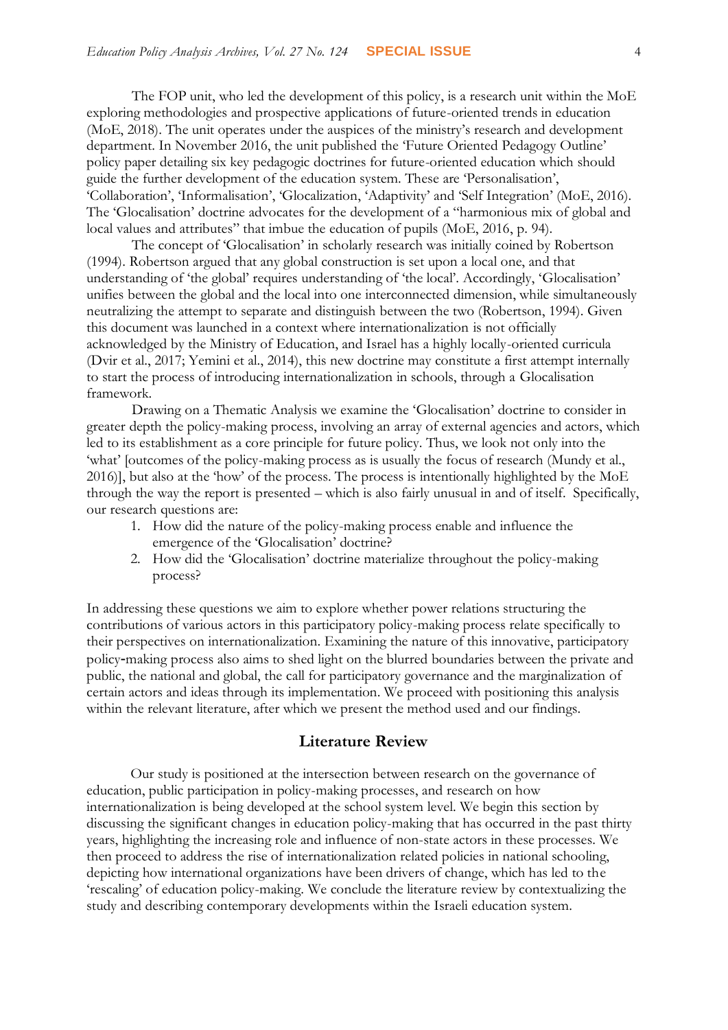The FOP unit, who led the development of this policy, is a research unit within the MoE exploring methodologies and prospective applications of future-oriented trends in education (MoE, 2018). The unit operates under the auspices of the ministry's research and development department. In November 2016, the unit published the 'Future Oriented Pedagogy Outline' policy paper detailing six key pedagogic doctrines for future-oriented education which should guide the further development of the education system. These are 'Personalisation', 'Collaboration', 'Informalisation', 'Glocalization, 'Adaptivity' and 'Self Integration' (MoE, 2016). The 'Glocalisation' doctrine advocates for the development of a "harmonious mix of global and local values and attributes" that imbue the education of pupils (MoE, 2016, p. 94).

The concept of 'Glocalisation' in scholarly research was initially coined by Robertson (1994). Robertson argued that any global construction is set upon a local one, and that understanding of 'the global' requires understanding of 'the local'. Accordingly, 'Glocalisation' unifies between the global and the local into one interconnected dimension, while simultaneously neutralizing the attempt to separate and distinguish between the two (Robertson, 1994). Given this document was launched in a context where internationalization is not officially acknowledged by the Ministry of Education, and Israel has a highly locally-oriented curricula (Dvir et al., 2017; Yemini et al., 2014), this new doctrine may constitute a first attempt internally to start the process of introducing internationalization in schools, through a Glocalisation framework.

Drawing on a Thematic Analysis we examine the 'Glocalisation' doctrine to consider in greater depth the policy-making process, involving an array of external agencies and actors, which led to its establishment as a core principle for future policy. Thus, we look not only into the 'what' [outcomes of the policy-making process as is usually the focus of research (Mundy et al., 2016)], but also at the 'how' of the process. The process is intentionally highlighted by the MoE through the way the report is presented – which is also fairly unusual in and of itself. Specifically, our research questions are:

1. How did the nature of the policy-making process enable and influence the emergence of the 'Glocalisation' doctrine?
2. How did the 'Glocalisation' doctrine materialize throughout the policy-making process?

In addressing these questions we aim to explore whether power relations structuring the contributions of various actors in this participatory policy-making process relate specifically to their perspectives on internationalization. Examining the nature of this innovative, participatory policy-making process also aims to shed light on the blurred boundaries between the private and public, the national and global, the call for participatory governance and the marginalization of certain actors and ideas through its implementation. We proceed with positioning this analysis within the relevant literature, after which we present the method used and our findings.

## Literature Review

Our study is positioned at the intersection between research on the governance of education, public participation in policy-making processes, and research on how internationalization is being developed at the school system level. We begin this section by discussing the significant changes in education policy-making that has occurred in the past thirty years, highlighting the increasing role and influence of non-state actors in these processes. We then proceed to address the rise of internationalization related policies in national schooling, depicting how international organizations have been drivers of change, which has led to the 'rescaling' of education policy-making. We conclude the literature review by contextualizing the study and describing contemporary developments within the Israeli education system.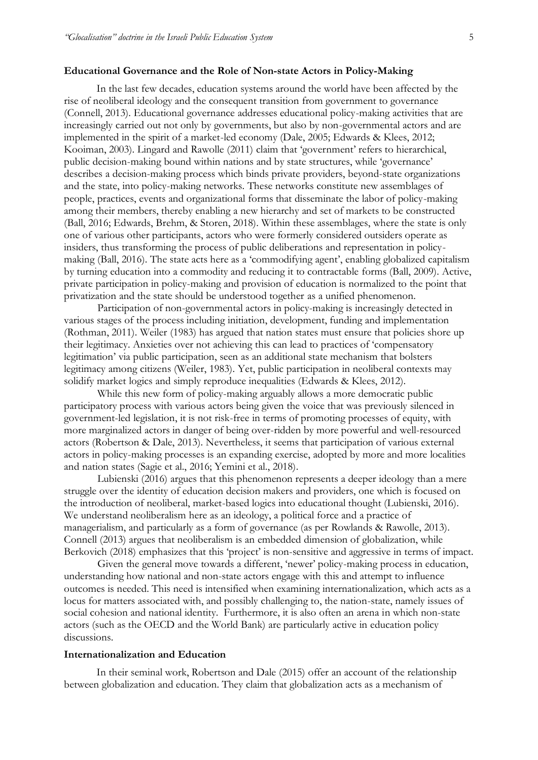### Educational Governance and the Role of Non-state Actors in Policy-Making

In the last few decades, education systems around the world have been affected by the rise of neoliberal ideology and the consequent transition from government to governance (Connell, 2013). Educational governance addresses educational policy-making activities that are increasingly carried out not only by governments, but also by non-governmental actors and are implemented in the spirit of a market-led economy (Dale, 2005; Edwards & Klees, 2012; Kooiman, 2003). Lingard and Rawolle (2011) claim that 'government' refers to hierarchical, public decision-making bound within nations and by state structures, while 'governance' describes a decision-making process which binds private providers, beyond-state organizations and the state, into policy-making networks. These networks constitute new assemblages of people, practices, events and organizational forms that disseminate the labor of policy-making among their members, thereby enabling a new hierarchy and set of markets to be constructed (Ball, 2016; Edwards, Brehm, & Storen, 2018). Within these assemblages, where the state is only one of various other participants, actors who were formerly considered outsiders operate as insiders, thus transforming the process of public deliberations and representation in policy-making (Ball, 2016). The state acts here as a 'commodifying agent', enabling globalized capitalism by turning education into a commodity and reducing it to contractable forms (Ball, 2009). Active, private participation in policy-making and provision of education is normalized to the point that privatization and the state should be understood together as a unified phenomenon.

Participation of non-governmental actors in policy-making is increasingly detected in various stages of the process including initiation, development, funding and implementation (Rothman, 2011). Weiler (1983) has argued that nation states must ensure that policies shore up their legitimacy. Anxieties over not achieving this can lead to practices of 'compensatory legitimation' via public participation, seen as an additional state mechanism that bolsters legitimacy among citizens (Weiler, 1983). Yet, public participation in neoliberal contexts may solidify market logics and simply reproduce inequalities (Edwards & Klees, 2012).

While this new form of policy-making arguably allows a more democratic public participatory process with various actors being given the voice that was previously silenced in government-led legislation, it is not risk-free in terms of promoting processes of equity, with more marginalized actors in danger of being over-ridden by more powerful and well-resourced actors (Robertson & Dale, 2013). Nevertheless, it seems that participation of various external actors in policy-making processes is an expanding exercise, adopted by more and more localities and nation states (Sagie et al., 2016; Yemini et al., 2018).

Lubienski (2016) argues that this phenomenon represents a deeper ideology than a mere struggle over the identity of education decision makers and providers, one which is focused on the introduction of neoliberal, market-based logics into educational thought (Lubienski, 2016). We understand neoliberalism here as an ideology, a political force and a practice of managerialism, and particularly as a form of governance (as per Rowlands & Rawolle, 2013). Connell (2013) argues that neoliberalism is an embedded dimension of globalization, while Berkovich (2018) emphasizes that this 'project' is non-sensitive and aggressive in terms of impact.

Given the general move towards a different, 'newer' policy-making process in education, understanding how national and non-state actors engage with this and attempt to influence outcomes is needed. This need is intensified when examining internationalization, which acts as a locus for matters associated with, and possibly challenging to, the nation-state, namely issues of social cohesion and national identity. Furthermore, it is also often an arena in which non-state actors (such as the OECD and the World Bank) are particularly active in education policy discussions.

### Internationalization and Education

In their seminal work, Robertson and Dale (2015) offer an account of the relationship between globalization and education. They claim that globalization acts as a mechanism of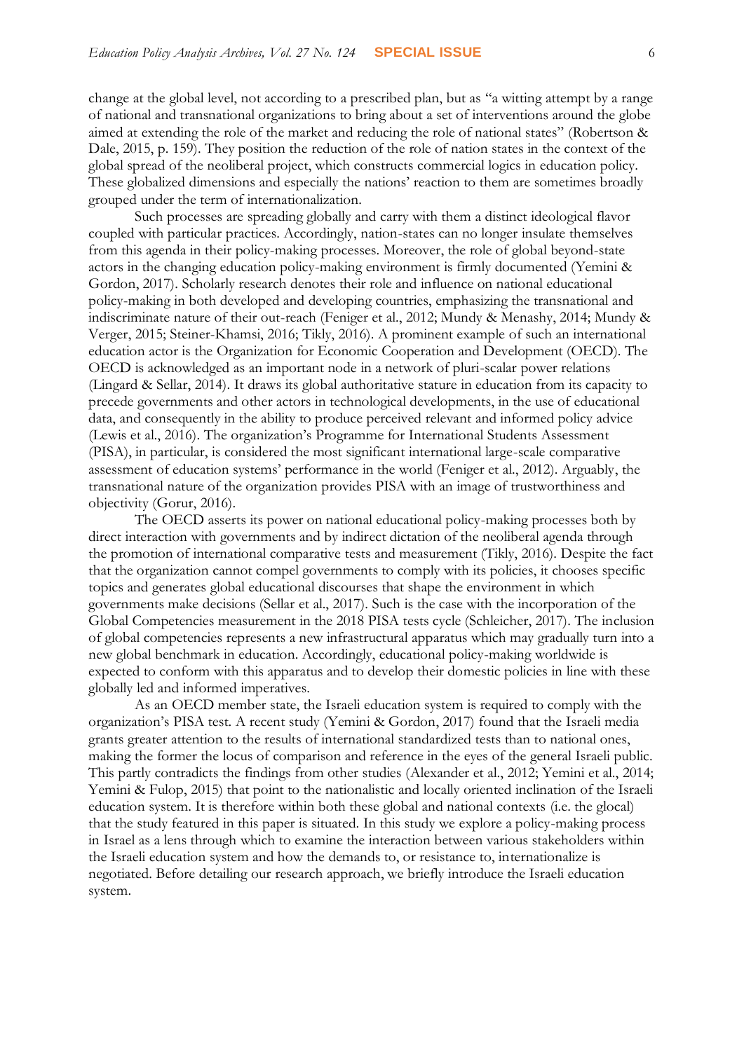change at the global level, not according to a prescribed plan, but as "a witting attempt by a range of national and transnational organizations to bring about a set of interventions around the globe aimed at extending the role of the market and reducing the role of national states" (Robertson & Dale, 2015, p. 159). They position the reduction of the role of nation states in the context of the global spread of the neoliberal project, which constructs commercial logics in education policy. These globalized dimensions and especially the nations' reaction to them are sometimes broadly grouped under the term of internationalization.

Such processes are spreading globally and carry with them a distinct ideological flavor coupled with particular practices. Accordingly, nation-states can no longer insulate themselves from this agenda in their policy-making processes. Moreover, the role of global beyond-state actors in the changing education policy-making environment is firmly documented (Yemini & Gordon, 2017). Scholarly research denotes their role and influence on national educational policy-making in both developed and developing countries, emphasizing the transnational and indiscriminate nature of their out-reach (Feniger et al., 2012; Mundy & Menashy, 2014; Mundy & Verger, 2015; Steiner-Khamsi, 2016; Tikly, 2016). A prominent example of such an international education actor is the Organization for Economic Cooperation and Development (OECD). The OECD is acknowledged as an important node in a network of pluri-scalar power relations (Lingard & Sellar, 2014). It draws its global authoritative stature in education from its capacity to precede governments and other actors in technological developments, in the use of educational data, and consequently in the ability to produce perceived relevant and informed policy advice (Lewis et al., 2016). The organization's Programme for International Students Assessment (PISA), in particular, is considered the most significant international large-scale comparative assessment of education systems' performance in the world (Feniger et al., 2012). Arguably, the transnational nature of the organization provides PISA with an image of trustworthiness and objectivity (Gorur, 2016).

The OECD asserts its power on national educational policy-making processes both by direct interaction with governments and by indirect dictation of the neoliberal agenda through the promotion of international comparative tests and measurement (Tikly, 2016). Despite the fact that the organization cannot compel governments to comply with its policies, it chooses specific topics and generates global educational discourses that shape the environment in which governments make decisions (Sellar et al., 2017). Such is the case with the incorporation of the Global Competencies measurement in the 2018 PISA tests cycle (Schleicher, 2017). The inclusion of global competencies represents a new infrastructural apparatus which may gradually turn into a new global benchmark in education. Accordingly, educational policy-making worldwide is expected to conform with this apparatus and to develop their domestic policies in line with these globally led and informed imperatives.

As an OECD member state, the Israeli education system is required to comply with the organization's PISA test. A recent study (Yemini & Gordon, 2017) found that the Israeli media grants greater attention to the results of international standardized tests than to national ones, making the former the locus of comparison and reference in the eyes of the general Israeli public. This partly contradicts the findings from other studies (Alexander et al., 2012; Yemini et al., 2014; Yemini & Fulop, 2015) that point to the nationalistic and locally oriented inclination of the Israeli education system. It is therefore within both these global and national contexts (i.e. the glocal) that the study featured in this paper is situated. In this study we explore a policy-making process in Israel as a lens through which to examine the interaction between various stakeholders within the Israeli education system and how the demands to, or resistance to, internationalize is negotiated. Before detailing our research approach, we briefly introduce the Israeli education system.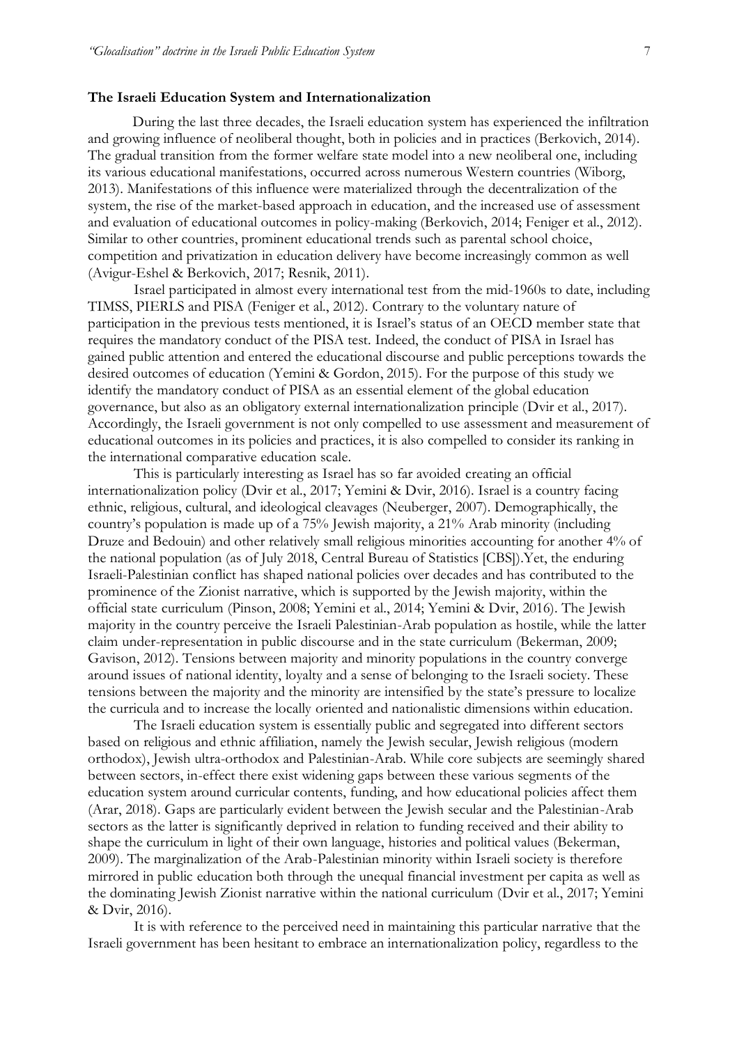### The Israeli Education System and Internationalization

During the last three decades, the Israeli education system has experienced the infiltration and growing influence of neoliberal thought, both in policies and in practices (Berkovich, 2014). The gradual transition from the former welfare state model into a new neoliberal one, including its various educational manifestations, occurred across numerous Western countries (Wiborg, 2013). Manifestations of this influence were materialized through the decentralization of the system, the rise of the market-based approach in education, and the increased use of assessment and evaluation of educational outcomes in policy-making (Berkovich, 2014; Feniger et al., 2012). Similar to other countries, prominent educational trends such as parental school choice, competition and privatization in education delivery have become increasingly common as well (Avigur-Eshel & Berkovich, 2017; Resnik, 2011).

Israel participated in almost every international test from the mid-1960s to date, including TIMSS, PIERLS and PISA (Feniger et al., 2012). Contrary to the voluntary nature of participation in the previous tests mentioned, it is Israel's status of an OECD member state that requires the mandatory conduct of the PISA test. Indeed, the conduct of PISA in Israel has gained public attention and entered the educational discourse and public perceptions towards the desired outcomes of education (Yemini & Gordon, 2015). For the purpose of this study we identify the mandatory conduct of PISA as an essential element of the global education governance, but also as an obligatory external internationalization principle (Dvir et al., 2017). Accordingly, the Israeli government is not only compelled to use assessment and measurement of educational outcomes in its policies and practices, it is also compelled to consider its ranking in the international comparative education scale.

This is particularly interesting as Israel has so far avoided creating an official internationalization policy (Dvir et al., 2017; Yemini & Dvir, 2016). Israel is a country facing ethnic, religious, cultural, and ideological cleavages (Neuberger, 2007). Demographically, the country's population is made up of a 75% Jewish majority, a 21% Arab minority (including Druze and Bedouin) and other relatively small religious minorities accounting for another 4% of the national population (as of July 2018, Central Bureau of Statistics [CBS]).Yet, the enduring Israeli-Palestinian conflict has shaped national policies over decades and has contributed to the prominence of the Zionist narrative, which is supported by the Jewish majority, within the official state curriculum (Pinson, 2008; Yemini et al., 2014; Yemini & Dvir, 2016). The Jewish majority in the country perceive the Israeli Palestinian-Arab population as hostile, while the latter claim under-representation in public discourse and in the state curriculum (Bekerman, 2009; Gavison, 2012). Tensions between majority and minority populations in the country converge around issues of national identity, loyalty and a sense of belonging to the Israeli society. These tensions between the majority and the minority are intensified by the state's pressure to localize the curricula and to increase the locally oriented and nationalistic dimensions within education.

The Israeli education system is essentially public and segregated into different sectors based on religious and ethnic affiliation, namely the Jewish secular, Jewish religious (modern orthodox), Jewish ultra-orthodox and Palestinian-Arab. While core subjects are seemingly shared between sectors, in-effect there exist widening gaps between these various segments of the education system around curricular contents, funding, and how educational policies affect them (Arar, 2018). Gaps are particularly evident between the Jewish secular and the Palestinian-Arab sectors as the latter is significantly deprived in relation to funding received and their ability to shape the curriculum in light of their own language, histories and political values (Bekerman, 2009). The marginalization of the Arab-Palestinian minority within Israeli society is therefore mirrored in public education both through the unequal financial investment per capita as well as the dominating Jewish Zionist narrative within the national curriculum (Dvir et al., 2017; Yemini & Dvir, 2016).

It is with reference to the perceived need in maintaining this particular narrative that the Israeli government has been hesitant to embrace an internationalization policy, regardless to the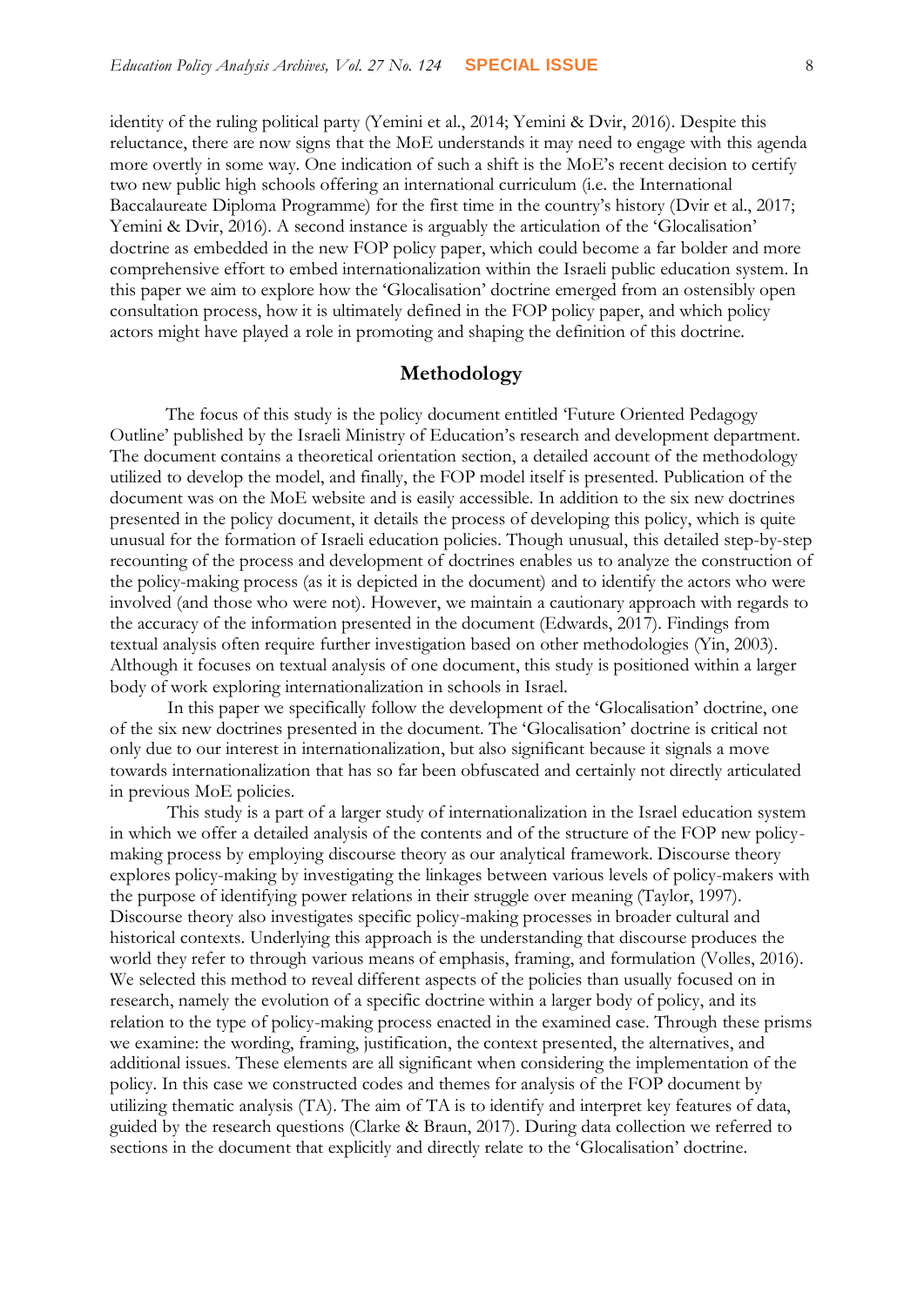identity of the ruling political party (Yemini et al., 2014; Yemini & Dvir, 2016). Despite this reluctance, there are now signs that the MoE understands it may need to engage with this agenda more overtly in some way. One indication of such a shift is the MoE's recent decision to certify two new public high schools offering an international curriculum (i.e. the International Baccalaureate Diploma Programme) for the first time in the country's history (Dvir et al., 2017; Yemini & Dvir, 2016). A second instance is arguably the articulation of the 'Glocalisation' doctrine as embedded in the new FOP policy paper, which could become a far bolder and more comprehensive effort to embed internationalization within the Israeli public education system. In this paper we aim to explore how the 'Glocalisation' doctrine emerged from an ostensibly open consultation process, how it is ultimately defined in the FOP policy paper, and which policy actors might have played a role in promoting and shaping the definition of this doctrine.

## Methodology

The focus of this study is the policy document entitled 'Future Oriented Pedagogy Outline' published by the Israeli Ministry of Education's research and development department. The document contains a theoretical orientation section, a detailed account of the methodology utilized to develop the model, and finally, the FOP model itself is presented. Publication of the document was on the MoE website and is easily accessible. In addition to the six new doctrines presented in the policy document, it details the process of developing this policy, which is quite unusual for the formation of Israeli education policies. Though unusual, this detailed step-by-step recounting of the process and development of doctrines enables us to analyze the construction of the policy-making process (as it is depicted in the document) and to identify the actors who were involved (and those who were not). However, we maintain a cautionary approach with regards to the accuracy of the information presented in the document (Edwards, 2017). Findings from textual analysis often require further investigation based on other methodologies (Yin, 2003). Although it focuses on textual analysis of one document, this study is positioned within a larger body of work exploring internationalization in schools in Israel.

In this paper we specifically follow the development of the 'Glocalisation' doctrine, one of the six new doctrines presented in the document. The 'Glocalisation' doctrine is critical not only due to our interest in internationalization, but also significant because it signals a move towards internationalization that has so far been obfuscated and certainly not directly articulated in previous MoE policies.

This study is a part of a larger study of internationalization in the Israel education system in which we offer a detailed analysis of the contents and of the structure of the FOP new policy-making process by employing discourse theory as our analytical framework. Discourse theory explores policy-making by investigating the linkages between various levels of policy-makers with the purpose of identifying power relations in their struggle over meaning (Taylor, 1997). Discourse theory also investigates specific policy-making processes in broader cultural and historical contexts. Underlying this approach is the understanding that discourse produces the world they refer to through various means of emphasis, framing, and formulation (Volles, 2016). We selected this method to reveal different aspects of the policies than usually focused on in research, namely the evolution of a specific doctrine within a larger body of policy, and its relation to the type of policy-making process enacted in the examined case. Through these prisms we examine: the wording, framing, justification, the context presented, the alternatives, and additional issues. These elements are all significant when considering the implementation of the policy. In this case we constructed codes and themes for analysis of the FOP document by utilizing thematic analysis (TA). The aim of TA is to identify and interpret key features of data, guided by the research questions (Clarke & Braun, 2017). During data collection we referred to sections in the document that explicitly and directly relate to the 'Glocalisation' doctrine.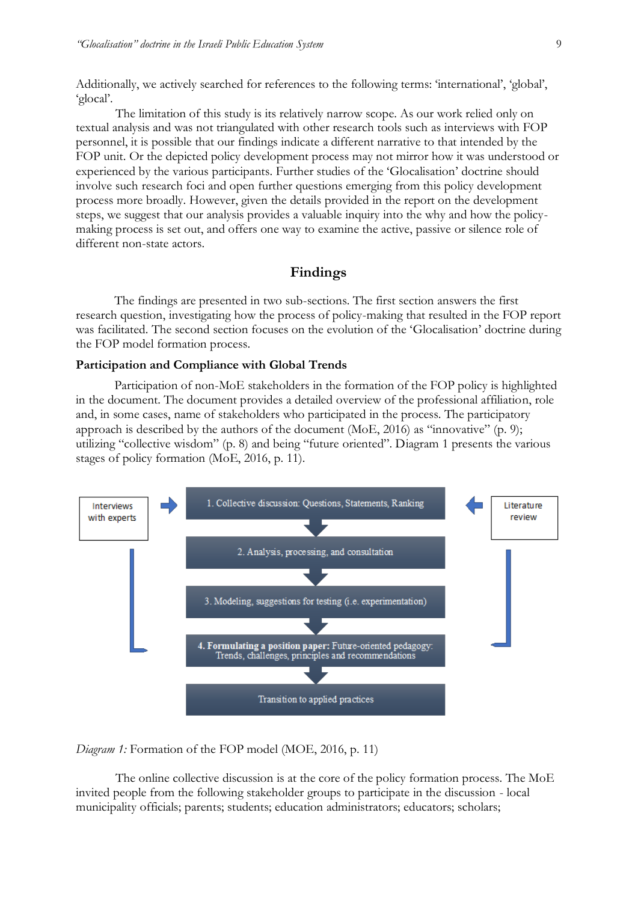Additionally, we actively searched for references to the following terms: 'international', 'global', 'glocal'.

The limitation of this study is its relatively narrow scope. As our work relied only on textual analysis and was not triangulated with other research tools such as interviews with FOP personnel, it is possible that our findings indicate a different narrative to that intended by the FOP unit. Or the depicted policy development process may not mirror how it was understood or experienced by the various participants. Further studies of the 'Glocalisation' doctrine should involve such research foci and open further questions emerging from this policy development process more broadly. However, given the details provided in the report on the development steps, we suggest that our analysis provides a valuable inquiry into the why and how the policy-making process is set out, and offers one way to examine the active, passive or silence role of different non-state actors.

## Findings

The findings are presented in two sub-sections. The first section answers the first research question, investigating how the process of policy-making that resulted in the FOP report was facilitated. The second section focuses on the evolution of the 'Glocalisation' doctrine during the FOP model formation process.

### Participation and Compliance with Global Trends

Participation of non-MoE stakeholders in the formation of the FOP policy is highlighted in the document. The document provides a detailed overview of the professional affiliation, role and, in some cases, name of stakeholders who participated in the process. The participatory approach is described by the authors of the document (MoE, 2016) as "innovative" (p. 9); utilizing "collective wisdom" (p. 8) and being "future oriented". Diagram 1 presents the various stages of policy formation (MoE, 2016, p. 11).

Interviews with experts → 1. Collective discussion: Questions, Statements, Ranking ← Literature review

2. Analysis, processing, and consultation

3. Modeling, suggestions for testing (i.e. experimentation)

**4. Formulating a position paper:** Future-oriented pedagogy: Trends, challenges, principles and recommendations

Transition to applied practices

*Diagram 1:* Formation of the FOP model (MOE, 2016, p. 11)

The online collective discussion is at the core of the policy formation process. The MoE invited people from the following stakeholder groups to participate in the discussion - local municipality officials; parents; students; education administrators; educators; scholars;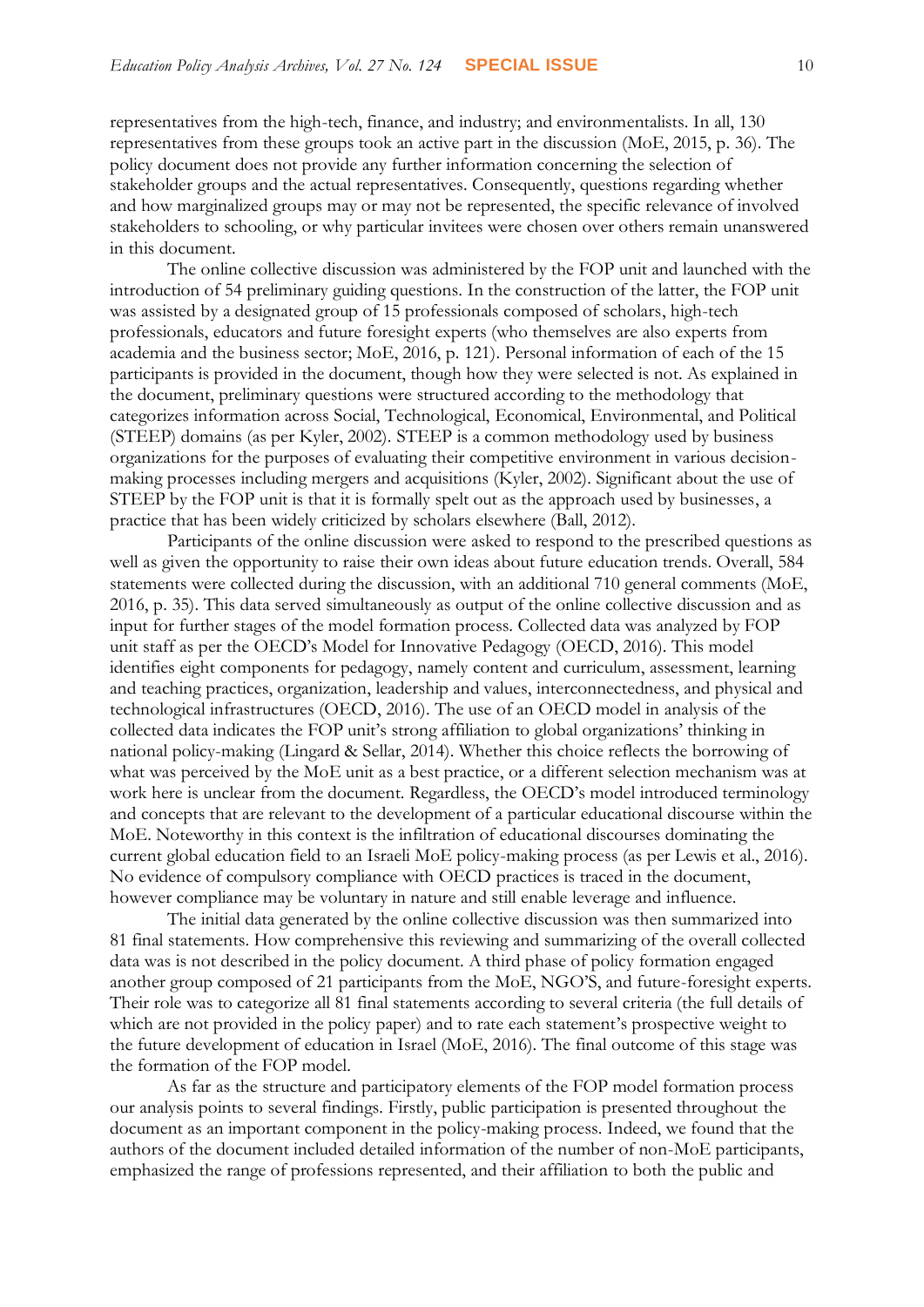representatives from the high-tech, finance, and industry; and environmentalists. In all, 130 representatives from these groups took an active part in the discussion (MoE, 2015, p. 36). The policy document does not provide any further information concerning the selection of stakeholder groups and the actual representatives. Consequently, questions regarding whether and how marginalized groups may or may not be represented, the specific relevance of involved stakeholders to schooling, or why particular invitees were chosen over others remain unanswered in this document.

The online collective discussion was administered by the FOP unit and launched with the introduction of 54 preliminary guiding questions. In the construction of the latter, the FOP unit was assisted by a designated group of 15 professionals composed of scholars, high-tech professionals, educators and future foresight experts (who themselves are also experts from academia and the business sector; MoE, 2016, p. 121). Personal information of each of the 15 participants is provided in the document, though how they were selected is not. As explained in the document, preliminary questions were structured according to the methodology that categorizes information across Social, Technological, Economical, Environmental, and Political (STEEP) domains (as per Kyler, 2002). STEEP is a common methodology used by business organizations for the purposes of evaluating their competitive environment in various decision-making processes including mergers and acquisitions (Kyler, 2002). Significant about the use of STEEP by the FOP unit is that it is formally spelt out as the approach used by businesses, a practice that has been widely criticized by scholars elsewhere (Ball, 2012).

Participants of the online discussion were asked to respond to the prescribed questions as well as given the opportunity to raise their own ideas about future education trends. Overall, 584 statements were collected during the discussion, with an additional 710 general comments (MoE, 2016, p. 35). This data served simultaneously as output of the online collective discussion and as input for further stages of the model formation process. Collected data was analyzed by FOP unit staff as per the OECD's Model for Innovative Pedagogy (OECD, 2016). This model identifies eight components for pedagogy, namely content and curriculum, assessment, learning and teaching practices, organization, leadership and values, interconnectedness, and physical and technological infrastructures (OECD, 2016). The use of an OECD model in analysis of the collected data indicates the FOP unit's strong affiliation to global organizations' thinking in national policy-making (Lingard & Sellar, 2014). Whether this choice reflects the borrowing of what was perceived by the MoE unit as a best practice, or a different selection mechanism was at work here is unclear from the document. Regardless, the OECD's model introduced terminology and concepts that are relevant to the development of a particular educational discourse within the MoE. Noteworthy in this context is the infiltration of educational discourses dominating the current global education field to an Israeli MoE policy-making process (as per Lewis et al., 2016). No evidence of compulsory compliance with OECD practices is traced in the document, however compliance may be voluntary in nature and still enable leverage and influence.

The initial data generated by the online collective discussion was then summarized into 81 final statements. How comprehensive this reviewing and summarizing of the overall collected data was is not described in the policy document. A third phase of policy formation engaged another group composed of 21 participants from the MoE, NGO'S, and future-foresight experts. Their role was to categorize all 81 final statements according to several criteria (the full details of which are not provided in the policy paper) and to rate each statement's prospective weight to the future development of education in Israel (MoE, 2016). The final outcome of this stage was the formation of the FOP model.

As far as the structure and participatory elements of the FOP model formation process our analysis points to several findings. Firstly, public participation is presented throughout the document as an important component in the policy-making process. Indeed, we found that the authors of the document included detailed information of the number of non-MoE participants, emphasized the range of professions represented, and their affiliation to both the public and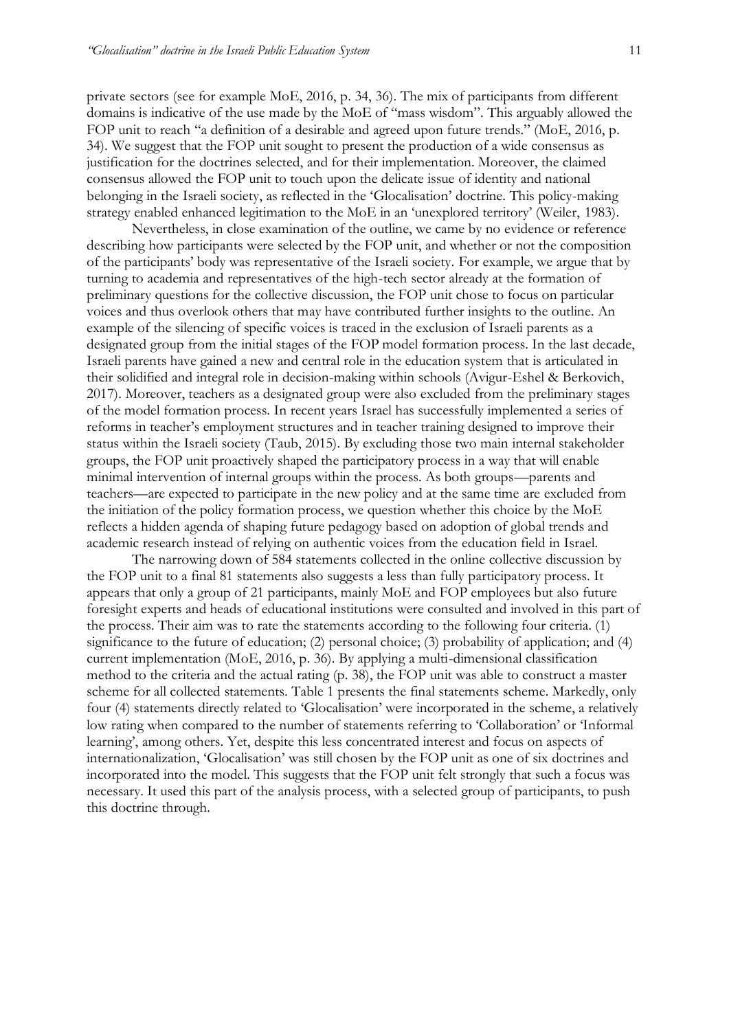private sectors (see for example MoE, 2016, p. 34, 36). The mix of participants from different domains is indicative of the use made by the MoE of "mass wisdom". This arguably allowed the FOP unit to reach "a definition of a desirable and agreed upon future trends." (MoE, 2016, p. 34). We suggest that the FOP unit sought to present the production of a wide consensus as justification for the doctrines selected, and for their implementation. Moreover, the claimed consensus allowed the FOP unit to touch upon the delicate issue of identity and national belonging in the Israeli society, as reflected in the 'Glocalisation' doctrine. This policy-making strategy enabled enhanced legitimation to the MoE in an 'unexplored territory' (Weiler, 1983).

Nevertheless, in close examination of the outline, we came by no evidence or reference describing how participants were selected by the FOP unit, and whether or not the composition of the participants' body was representative of the Israeli society. For example, we argue that by turning to academia and representatives of the high-tech sector already at the formation of preliminary questions for the collective discussion, the FOP unit chose to focus on particular voices and thus overlook others that may have contributed further insights to the outline. An example of the silencing of specific voices is traced in the exclusion of Israeli parents as a designated group from the initial stages of the FOP model formation process. In the last decade, Israeli parents have gained a new and central role in the education system that is articulated in their solidified and integral role in decision-making within schools (Avigur-Eshel & Berkovich, 2017). Moreover, teachers as a designated group were also excluded from the preliminary stages of the model formation process. In recent years Israel has successfully implemented a series of reforms in teacher's employment structures and in teacher training designed to improve their status within the Israeli society (Taub, 2015). By excluding those two main internal stakeholder groups, the FOP unit proactively shaped the participatory process in a way that will enable minimal intervention of internal groups within the process. As both groups—parents and teachers—are expected to participate in the new policy and at the same time are excluded from the initiation of the policy formation process, we question whether this choice by the MoE reflects a hidden agenda of shaping future pedagogy based on adoption of global trends and academic research instead of relying on authentic voices from the education field in Israel.

The narrowing down of 584 statements collected in the online collective discussion by the FOP unit to a final 81 statements also suggests a less than fully participatory process. It appears that only a group of 21 participants, mainly MoE and FOP employees but also future foresight experts and heads of educational institutions were consulted and involved in this part of the process. Their aim was to rate the statements according to the following four criteria. (1) significance to the future of education; (2) personal choice; (3) probability of application; and (4) current implementation (MoE, 2016, p. 36). By applying a multi-dimensional classification method to the criteria and the actual rating (p. 38), the FOP unit was able to construct a master scheme for all collected statements. Table 1 presents the final statements scheme. Markedly, only four (4) statements directly related to 'Glocalisation' were incorporated in the scheme, a relatively low rating when compared to the number of statements referring to 'Collaboration' or 'Informal learning', among others. Yet, despite this less concentrated interest and focus on aspects of internationalization, 'Glocalisation' was still chosen by the FOP unit as one of six doctrines and incorporated into the model. This suggests that the FOP unit felt strongly that such a focus was necessary. It used this part of the analysis process, with a selected group of participants, to push this doctrine through.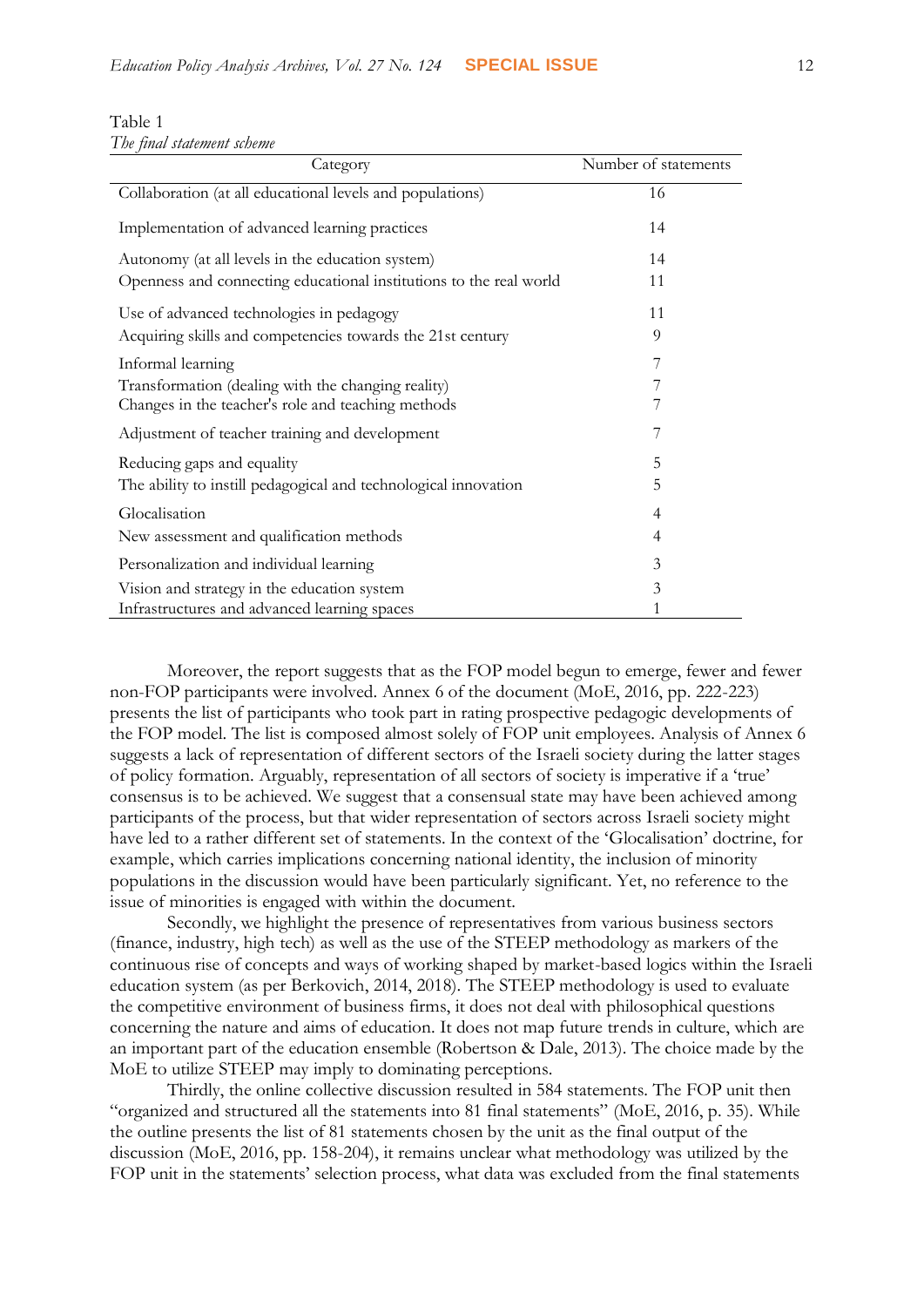Table 1
*The final statement scheme*

| Category | Number of statements |
|---|---|
| Collaboration (at all educational levels and populations) | 16 |
| Implementation of advanced learning practices | 14 |
| Autonomy (at all levels in the education system) | 14 |
| Openness and connecting educational institutions to the real world | 11 |
| Use of advanced technologies in pedagogy | 11 |
| Acquiring skills and competencies towards the 21st century | 9 |
| Informal learning | 7 |
| Transformation (dealing with the changing reality) | 7 |
| Changes in the teacher's role and teaching methods | 7 |
| Adjustment of teacher training and development | 7 |
| Reducing gaps and equality | 5 |
| The ability to instill pedagogical and technological innovation | 5 |
| Glocalisation | 4 |
| New assessment and qualification methods | 4 |
| Personalization and individual learning | 3 |
| Vision and strategy in the education system | 3 |
| Infrastructures and advanced learning spaces | 1 |

Moreover, the report suggests that as the FOP model begun to emerge, fewer and fewer non-FOP participants were involved. Annex 6 of the document (MoE, 2016, pp. 222-223) presents the list of participants who took part in rating prospective pedagogic developments of the FOP model. The list is composed almost solely of FOP unit employees. Analysis of Annex 6 suggests a lack of representation of different sectors of the Israeli society during the latter stages of policy formation. Arguably, representation of all sectors of society is imperative if a 'true' consensus is to be achieved. We suggest that a consensual state may have been achieved among participants of the process, but that wider representation of sectors across Israeli society might have led to a rather different set of statements. In the context of the 'Glocalisation' doctrine, for example, which carries implications concerning national identity, the inclusion of minority populations in the discussion would have been particularly significant. Yet, no reference to the issue of minorities is engaged with within the document.

Secondly, we highlight the presence of representatives from various business sectors (finance, industry, high tech) as well as the use of the STEEP methodology as markers of the continuous rise of concepts and ways of working shaped by market-based logics within the Israeli education system (as per Berkovich, 2014, 2018). The STEEP methodology is used to evaluate the competitive environment of business firms, it does not deal with philosophical questions concerning the nature and aims of education. It does not map future trends in culture, which are an important part of the education ensemble (Robertson & Dale, 2013). The choice made by the MoE to utilize STEEP may imply to dominating perceptions.

Thirdly, the online collective discussion resulted in 584 statements. The FOP unit then "organized and structured all the statements into 81 final statements" (MoE, 2016, p. 35). While the outline presents the list of 81 statements chosen by the unit as the final output of the discussion (MoE, 2016, pp. 158-204), it remains unclear what methodology was utilized by the FOP unit in the statements' selection process, what data was excluded from the final statements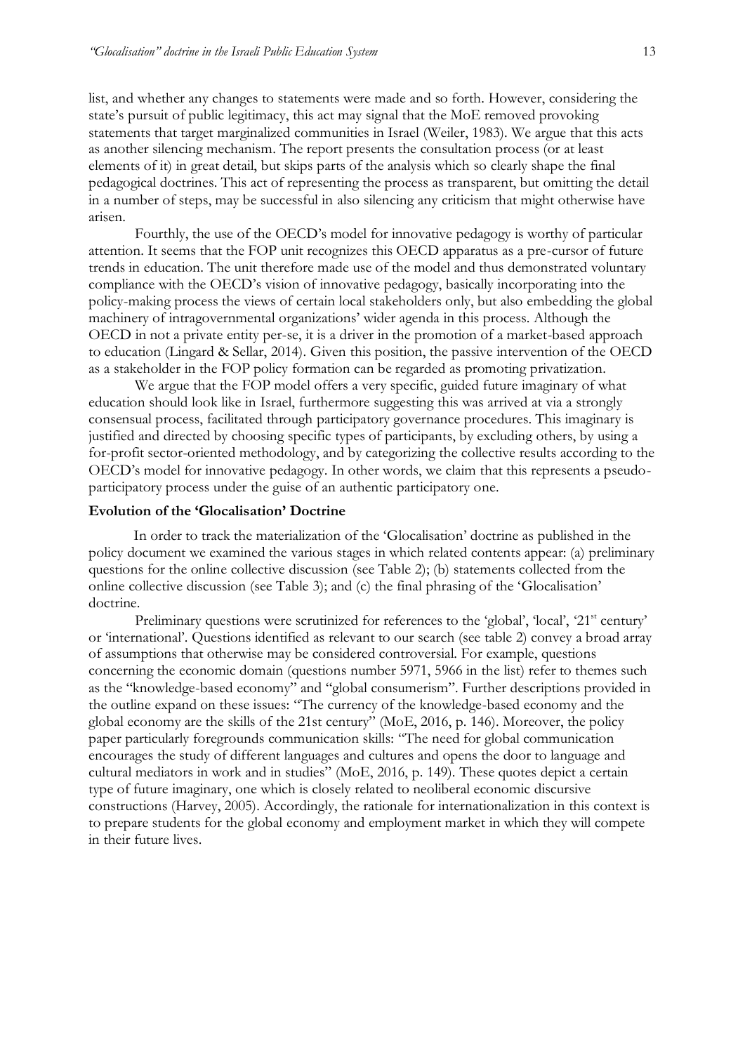list, and whether any changes to statements were made and so forth. However, considering the state's pursuit of public legitimacy, this act may signal that the MoE removed provoking statements that target marginalized communities in Israel (Weiler, 1983). We argue that this acts as another silencing mechanism. The report presents the consultation process (or at least elements of it) in great detail, but skips parts of the analysis which so clearly shape the final pedagogical doctrines. This act of representing the process as transparent, but omitting the detail in a number of steps, may be successful in also silencing any criticism that might otherwise have arisen.

Fourthly, the use of the OECD's model for innovative pedagogy is worthy of particular attention. It seems that the FOP unit recognizes this OECD apparatus as a pre-cursor of future trends in education. The unit therefore made use of the model and thus demonstrated voluntary compliance with the OECD's vision of innovative pedagogy, basically incorporating into the policy-making process the views of certain local stakeholders only, but also embedding the global machinery of intragovernmental organizations' wider agenda in this process. Although the OECD in not a private entity per-se, it is a driver in the promotion of a market-based approach to education (Lingard & Sellar, 2014). Given this position, the passive intervention of the OECD as a stakeholder in the FOP policy formation can be regarded as promoting privatization.

We argue that the FOP model offers a very specific, guided future imaginary of what education should look like in Israel, furthermore suggesting this was arrived at via a strongly consensual process, facilitated through participatory governance procedures. This imaginary is justified and directed by choosing specific types of participants, by excluding others, by using a for-profit sector-oriented methodology, and by categorizing the collective results according to the OECD's model for innovative pedagogy. In other words, we claim that this represents a pseudo-participatory process under the guise of an authentic participatory one.

**Evolution of the 'Glocalisation' Doctrine**

In order to track the materialization of the 'Glocalisation' doctrine as published in the policy document we examined the various stages in which related contents appear: (a) preliminary questions for the online collective discussion (see Table 2); (b) statements collected from the online collective discussion (see Table 3); and (c) the final phrasing of the 'Glocalisation' doctrine.

Preliminary questions were scrutinized for references to the 'global', 'local', '21st century' or 'international'. Questions identified as relevant to our search (see table 2) convey a broad array of assumptions that otherwise may be considered controversial. For example, questions concerning the economic domain (questions number 5971, 5966 in the list) refer to themes such as the "knowledge-based economy" and "global consumerism". Further descriptions provided in the outline expand on these issues: "The currency of the knowledge-based economy and the global economy are the skills of the 21st century" (MoE, 2016, p. 146). Moreover, the policy paper particularly foregrounds communication skills: "The need for global communication encourages the study of different languages and cultures and opens the door to language and cultural mediators in work and in studies" (MoE, 2016, p. 149). These quotes depict a certain type of future imaginary, one which is closely related to neoliberal economic discursive constructions (Harvey, 2005). Accordingly, the rationale for internationalization in this context is to prepare students for the global economy and employment market in which they will compete in their future lives.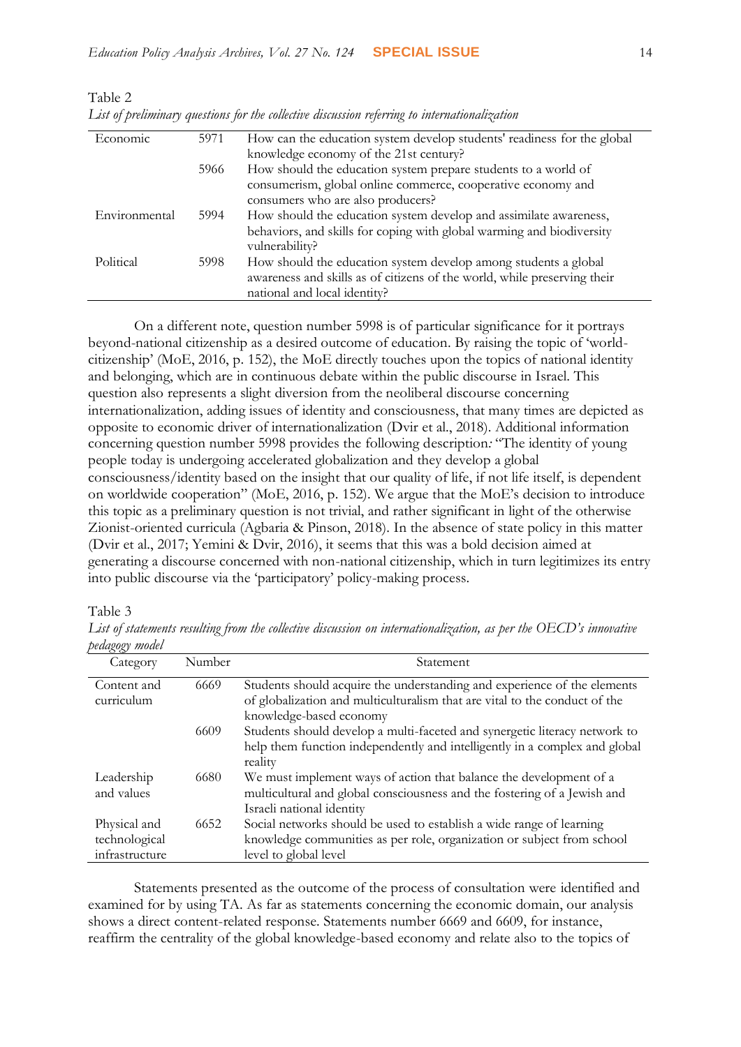Table 2

*List of preliminary questions for the collective discussion referring to internationalization*

| | | |
|---|---|---|
| Economic | 5971 | How can the education system develop students' readiness for the global knowledge economy of the 21st century? |
| | 5966 | How should the education system prepare students to a world of consumerism, global online commerce, cooperative economy and consumers who are also producers? |
| Environmental | 5994 | How should the education system develop and assimilate awareness, behaviors, and skills for coping with global warming and biodiversity vulnerability? |
| Political | 5998 | How should the education system develop among students a global awareness and skills as of citizens of the world, while preserving their national and local identity? |

On a different note, question number 5998 is of particular significance for it portrays beyond-national citizenship as a desired outcome of education. By raising the topic of 'world-citizenship' (MoE, 2016, p. 152), the MoE directly touches upon the topics of national identity and belonging, which are in continuous debate within the public discourse in Israel. This question also represents a slight diversion from the neoliberal discourse concerning internationalization, adding issues of identity and consciousness, that many times are depicted as opposite to economic driver of internationalization (Dvir et al., 2018). Additional information concerning question number 5998 provides the following description*:* "The identity of young people today is undergoing accelerated globalization and they develop a global consciousness/identity based on the insight that our quality of life, if not life itself, is dependent on worldwide cooperation" (MoE, 2016, p. 152). We argue that the MoE's decision to introduce this topic as a preliminary question is not trivial, and rather significant in light of the otherwise Zionist-oriented curricula (Agbaria & Pinson, 2018). In the absence of state policy in this matter (Dvir et al., 2017; Yemini & Dvir, 2016), it seems that this was a bold decision aimed at generating a discourse concerned with non-national citizenship, which in turn legitimizes its entry into public discourse via the 'participatory' policy-making process.

Table 3

*List of statements resulting from the collective discussion on internationalization, as per the OECD's innovative pedagogy model*

| Category | Number | Statement |
|---|---|---|
| Content and curriculum | 6669 | Students should acquire the understanding and experience of the elements of globalization and multiculturalism that are vital to the conduct of the knowledge-based economy |
| | 6609 | Students should develop a multi-faceted and synergetic literacy network to help them function independently and intelligently in a complex and global reality |
| Leadership and values | 6680 | We must implement ways of action that balance the development of a multicultural and global consciousness and the fostering of a Jewish and Israeli national identity |
| Physical and technological infrastructure | 6652 | Social networks should be used to establish a wide range of learning knowledge communities as per role, organization or subject from school level to global level |

Statements presented as the outcome of the process of consultation were identified and examined for by using TA. As far as statements concerning the economic domain, our analysis shows a direct content-related response. Statements number 6669 and 6609, for instance, reaffirm the centrality of the global knowledge-based economy and relate also to the topics of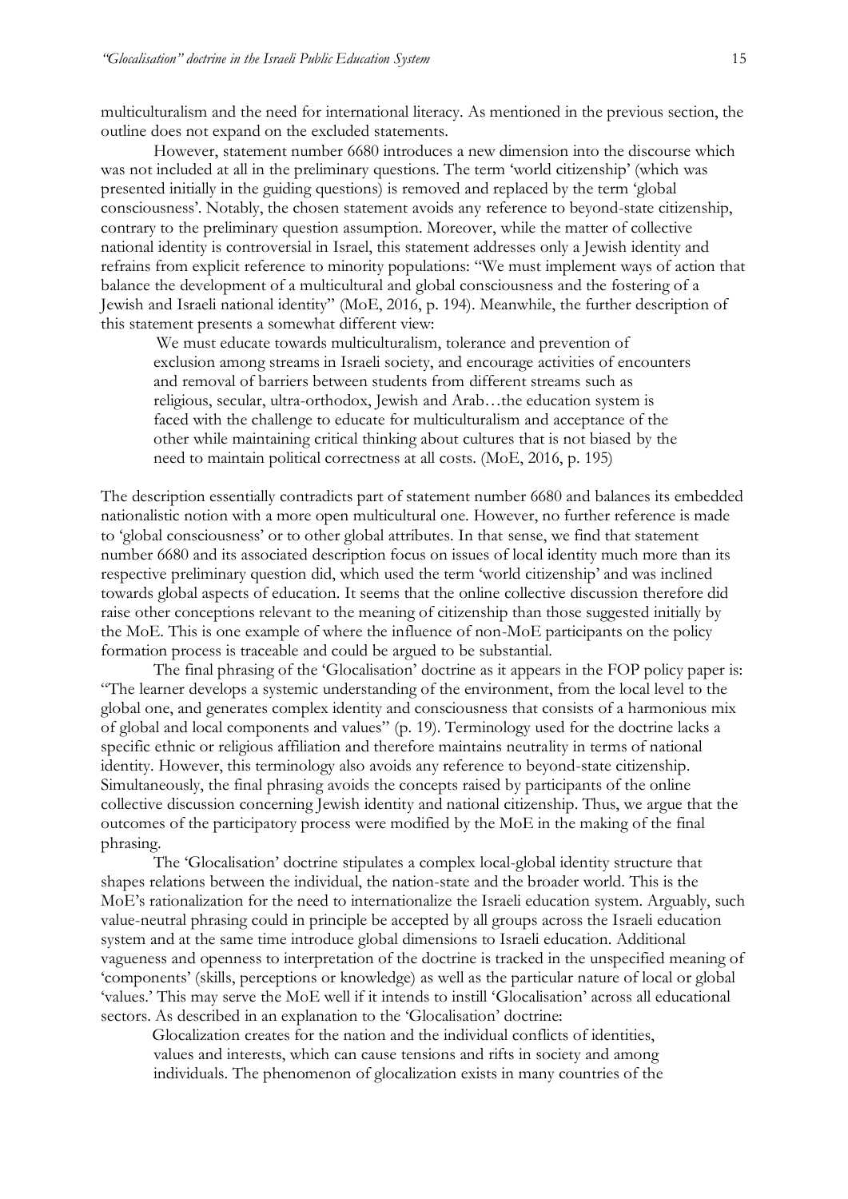multiculturalism and the need for international literacy. As mentioned in the previous section, the outline does not expand on the excluded statements.

However, statement number 6680 introduces a new dimension into the discourse which was not included at all in the preliminary questions. The term 'world citizenship' (which was presented initially in the guiding questions) is removed and replaced by the term 'global consciousness'. Notably, the chosen statement avoids any reference to beyond-state citizenship, contrary to the preliminary question assumption. Moreover, while the matter of collective national identity is controversial in Israel, this statement addresses only a Jewish identity and refrains from explicit reference to minority populations: "We must implement ways of action that balance the development of a multicultural and global consciousness and the fostering of a Jewish and Israeli national identity" (MoE, 2016, p. 194). Meanwhile, the further description of this statement presents a somewhat different view:

> We must educate towards multiculturalism, tolerance and prevention of exclusion among streams in Israeli society, and encourage activities of encounters and removal of barriers between students from different streams such as religious, secular, ultra-orthodox, Jewish and Arab…the education system is faced with the challenge to educate for multiculturalism and acceptance of the other while maintaining critical thinking about cultures that is not biased by the need to maintain political correctness at all costs. (MoE, 2016, p. 195)

The description essentially contradicts part of statement number 6680 and balances its embedded nationalistic notion with a more open multicultural one. However, no further reference is made to 'global consciousness' or to other global attributes. In that sense, we find that statement number 6680 and its associated description focus on issues of local identity much more than its respective preliminary question did, which used the term 'world citizenship' and was inclined towards global aspects of education. It seems that the online collective discussion therefore did raise other conceptions relevant to the meaning of citizenship than those suggested initially by the MoE. This is one example of where the influence of non-MoE participants on the policy formation process is traceable and could be argued to be substantial.

The final phrasing of the 'Glocalisation' doctrine as it appears in the FOP policy paper is: "The learner develops a systemic understanding of the environment, from the local level to the global one, and generates complex identity and consciousness that consists of a harmonious mix of global and local components and values" (p. 19). Terminology used for the doctrine lacks a specific ethnic or religious affiliation and therefore maintains neutrality in terms of national identity. However, this terminology also avoids any reference to beyond-state citizenship. Simultaneously, the final phrasing avoids the concepts raised by participants of the online collective discussion concerning Jewish identity and national citizenship. Thus, we argue that the outcomes of the participatory process were modified by the MoE in the making of the final phrasing.

The 'Glocalisation' doctrine stipulates a complex local-global identity structure that shapes relations between the individual, the nation-state and the broader world. This is the MoE's rationalization for the need to internationalize the Israeli education system. Arguably, such value-neutral phrasing could in principle be accepted by all groups across the Israeli education system and at the same time introduce global dimensions to Israeli education. Additional vagueness and openness to interpretation of the doctrine is tracked in the unspecified meaning of 'components' (skills, perceptions or knowledge) as well as the particular nature of local or global 'values.' This may serve the MoE well if it intends to instill 'Glocalisation' across all educational sectors. As described in an explanation to the 'Glocalisation' doctrine:

> Glocalization creates for the nation and the individual conflicts of identities, values and interests, which can cause tensions and rifts in society and among individuals. The phenomenon of glocalization exists in many countries of the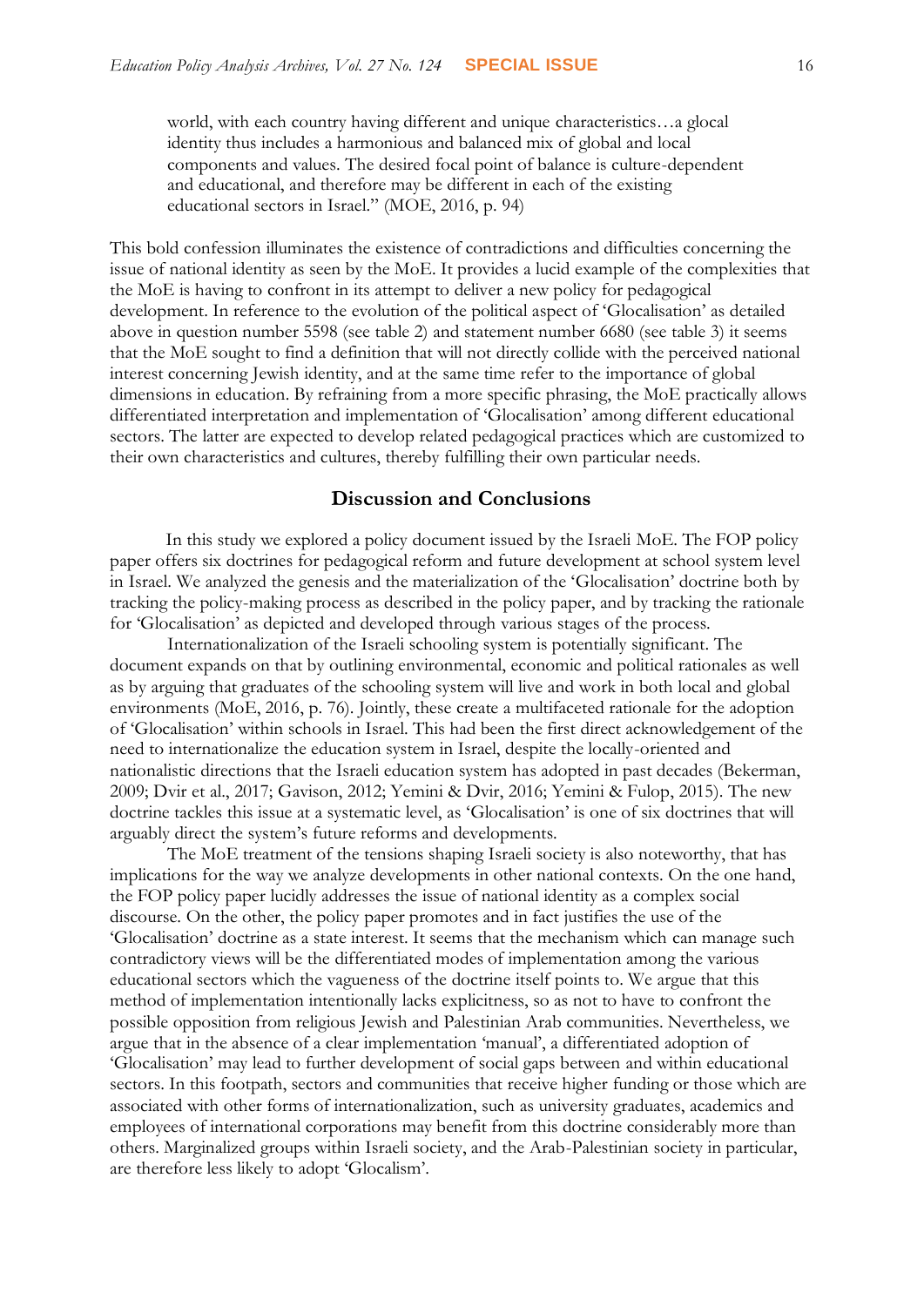> world, with each country having different and unique characteristics…a glocal identity thus includes a harmonious and balanced mix of global and local components and values. The desired focal point of balance is culture-dependent and educational, and therefore may be different in each of the existing educational sectors in Israel." (MOE, 2016, p. 94)

This bold confession illuminates the existence of contradictions and difficulties concerning the issue of national identity as seen by the MoE. It provides a lucid example of the complexities that the MoE is having to confront in its attempt to deliver a new policy for pedagogical development. In reference to the evolution of the political aspect of 'Glocalisation' as detailed above in question number 5598 (see table 2) and statement number 6680 (see table 3) it seems that the MoE sought to find a definition that will not directly collide with the perceived national interest concerning Jewish identity, and at the same time refer to the importance of global dimensions in education. By refraining from a more specific phrasing, the MoE practically allows differentiated interpretation and implementation of 'Glocalisation' among different educational sectors. The latter are expected to develop related pedagogical practices which are customized to their own characteristics and cultures, thereby fulfilling their own particular needs.

## Discussion and Conclusions

In this study we explored a policy document issued by the Israeli MoE. The FOP policy paper offers six doctrines for pedagogical reform and future development at school system level in Israel. We analyzed the genesis and the materialization of the 'Glocalisation' doctrine both by tracking the policy-making process as described in the policy paper, and by tracking the rationale for 'Glocalisation' as depicted and developed through various stages of the process.

Internationalization of the Israeli schooling system is potentially significant. The document expands on that by outlining environmental, economic and political rationales as well as by arguing that graduates of the schooling system will live and work in both local and global environments (MoE, 2016, p. 76). Jointly, these create a multifaceted rationale for the adoption of 'Glocalisation' within schools in Israel. This had been the first direct acknowledgement of the need to internationalize the education system in Israel, despite the locally-oriented and nationalistic directions that the Israeli education system has adopted in past decades (Bekerman, 2009; Dvir et al., 2017; Gavison, 2012; Yemini & Dvir, 2016; Yemini & Fulop, 2015). The new doctrine tackles this issue at a systematic level, as 'Glocalisation' is one of six doctrines that will arguably direct the system's future reforms and developments.

The MoE treatment of the tensions shaping Israeli society is also noteworthy, that has implications for the way we analyze developments in other national contexts. On the one hand, the FOP policy paper lucidly addresses the issue of national identity as a complex social discourse. On the other, the policy paper promotes and in fact justifies the use of the 'Glocalisation' doctrine as a state interest. It seems that the mechanism which can manage such contradictory views will be the differentiated modes of implementation among the various educational sectors which the vagueness of the doctrine itself points to. We argue that this method of implementation intentionally lacks explicitness, so as not to have to confront the possible opposition from religious Jewish and Palestinian Arab communities. Nevertheless, we argue that in the absence of a clear implementation 'manual', a differentiated adoption of 'Glocalisation' may lead to further development of social gaps between and within educational sectors. In this footpath, sectors and communities that receive higher funding or those which are associated with other forms of internationalization, such as university graduates, academics and employees of international corporations may benefit from this doctrine considerably more than others. Marginalized groups within Israeli society, and the Arab-Palestinian society in particular, are therefore less likely to adopt 'Glocalism'.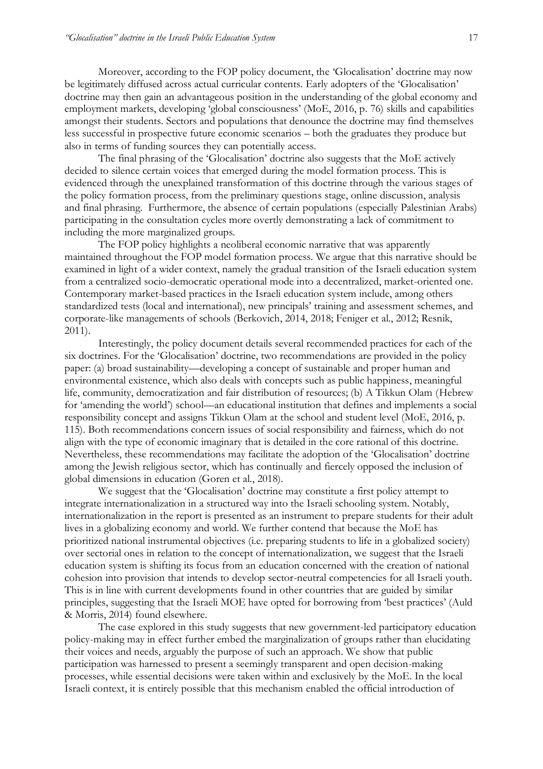Moreover, according to the FOP policy document, the 'Glocalisation' doctrine may now be legitimately diffused across actual curricular contents. Early adopters of the 'Glocalisation' doctrine may then gain an advantageous position in the understanding of the global economy and employment markets, developing 'global consciousness' (MoE, 2016, p. 76) skills and capabilities amongst their students. Sectors and populations that denounce the doctrine may find themselves less successful in prospective future economic scenarios – both the graduates they produce but also in terms of funding sources they can potentially access.

The final phrasing of the 'Glocalisation' doctrine also suggests that the MoE actively decided to silence certain voices that emerged during the model formation process. This is evidenced through the unexplained transformation of this doctrine through the various stages of the policy formation process, from the preliminary questions stage, online discussion, analysis and final phrasing. Furthermore, the absence of certain populations (especially Palestinian Arabs) participating in the consultation cycles more overtly demonstrating a lack of commitment to including the more marginalized groups.

The FOP policy highlights a neoliberal economic narrative that was apparently maintained throughout the FOP model formation process. We argue that this narrative should be examined in light of a wider context, namely the gradual transition of the Israeli education system from a centralized socio-democratic operational mode into a decentralized, market-oriented one. Contemporary market-based practices in the Israeli education system include, among others standardized tests (local and international), new principals' training and assessment schemes, and corporate-like managements of schools (Berkovich, 2014, 2018; Feniger et al., 2012; Resnik, 2011).

Interestingly, the policy document details several recommended practices for each of the six doctrines. For the 'Glocalisation' doctrine, two recommendations are provided in the policy paper: (a) broad sustainability—developing a concept of sustainable and proper human and environmental existence, which also deals with concepts such as public happiness, meaningful life, community, democratization and fair distribution of resources; (b) A Tikkun Olam (Hebrew for 'amending the world') school—an educational institution that defines and implements a social responsibility concept and assigns Tikkun Olam at the school and student level (MoE, 2016, p. 115). Both recommendations concern issues of social responsibility and fairness, which do not align with the type of economic imaginary that is detailed in the core rational of this doctrine. Nevertheless, these recommendations may facilitate the adoption of the 'Glocalisation' doctrine among the Jewish religious sector, which has continually and fiercely opposed the inclusion of global dimensions in education (Goren et al., 2018).

We suggest that the 'Glocalisation' doctrine may constitute a first policy attempt to integrate internationalization in a structured way into the Israeli schooling system. Notably, internationalization in the report is presented as an instrument to prepare students for their adult lives in a globalizing economy and world. We further contend that because the MoE has prioritized national instrumental objectives (i.e. preparing students to life in a globalized society) over sectorial ones in relation to the concept of internationalization, we suggest that the Israeli education system is shifting its focus from an education concerned with the creation of national cohesion into provision that intends to develop sector-neutral competencies for all Israeli youth. This is in line with current developments found in other countries that are guided by similar principles, suggesting that the Israeli MOE have opted for borrowing from 'best practices' (Auld & Morris, 2014) found elsewhere.

The case explored in this study suggests that new government-led participatory education policy-making may in effect further embed the marginalization of groups rather than elucidating their voices and needs, arguably the purpose of such an approach. We show that public participation was harnessed to present a seemingly transparent and open decision-making processes, while essential decisions were taken within and exclusively by the MoE. In the local Israeli context, it is entirely possible that this mechanism enabled the official introduction of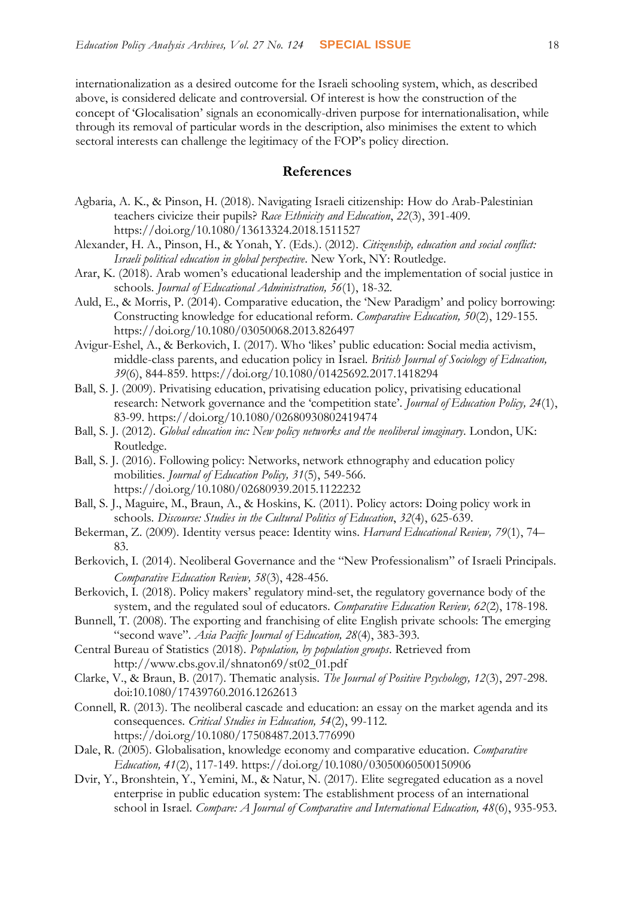internationalization as a desired outcome for the Israeli schooling system, which, as described above, is considered delicate and controversial. Of interest is how the construction of the concept of 'Glocalisation' signals an economically-driven purpose for internationalisation, while through its removal of particular words in the description, also minimises the extent to which sectoral interests can challenge the legitimacy of the FOP's policy direction.

## References

Agbaria, A. K., & Pinson, H. (2018). Navigating Israeli citizenship: How do Arab-Palestinian teachers civicize their pupils? *Race Ethnicity and Education*, *22*(3), 391-409. https://doi.org/10.1080/13613324.2018.1511527

Alexander, H. A., Pinson, H., & Yonah, Y. (Eds.). (2012). *Citizenship, education and social conflict: Israeli political education in global perspective*. New York, NY: Routledge.

Arar, K. (2018). Arab women's educational leadership and the implementation of social justice in schools. *Journal of Educational Administration, 56*(1), 18-32.

Auld, E., & Morris, P. (2014). Comparative education, the 'New Paradigm' and policy borrowing: Constructing knowledge for educational reform. *Comparative Education, 50*(2), 129-155. https://doi.org/10.1080/03050068.2013.826497

Avigur-Eshel, A., & Berkovich, I. (2017). Who 'likes' public education: Social media activism, middle-class parents, and education policy in Israel. *British Journal of Sociology of Education, 39*(6), 844-859. https://doi.org/10.1080/01425692.2017.1418294

Ball, S. J. (2009). Privatising education, privatising education policy, privatising educational research: Network governance and the 'competition state'. *Journal of Education Policy, 24*(1), 83-99. https://doi.org/10.1080/02680930802419474

Ball, S. J. (2012). *Global education inc: New policy networks and the neoliberal imaginary*. London, UK: Routledge.

Ball, S. J. (2016). Following policy: Networks, network ethnography and education policy mobilities. *Journal of Education Policy, 31*(5), 549-566. https://doi.org/10.1080/02680939.2015.1122232

Ball, S. J., Maguire, M., Braun, A., & Hoskins, K. (2011). Policy actors: Doing policy work in schools. *Discourse: Studies in the Cultural Politics of Education*, *32*(4), 625-639.

Bekerman, Z. (2009). Identity versus peace: Identity wins. *Harvard Educational Review, 79*(1), 74–83.

Berkovich, I. (2014). Neoliberal Governance and the "New Professionalism" of Israeli Principals. *Comparative Education Review, 58*(3), 428-456.

Berkovich, I. (2018). Policy makers' regulatory mind-set, the regulatory governance body of the system, and the regulated soul of educators. *Comparative Education Review, 62*(2), 178-198.

Bunnell, T. (2008). The exporting and franchising of elite English private schools: The emerging "second wave". *Asia Pacific Journal of Education, 28*(4), 383-393.

Central Bureau of Statistics (2018). *Population, by population groups*. Retrieved from http://www.cbs.gov.il/shnaton69/st02_01.pdf

Clarke, V., & Braun, B. (2017). Thematic analysis. *The Journal of Positive Psychology, 12*(3), 297-298. doi:10.1080/17439760.2016.1262613

Connell, R. (2013). The neoliberal cascade and education: an essay on the market agenda and its consequences. *Critical Studies in Education, 54*(2), 99-112. https://doi.org/10.1080/17508487.2013.776990

Dale, R. (2005). Globalisation, knowledge economy and comparative education. *Comparative Education, 41*(2), 117-149. https://doi.org/10.1080/03050060500150906

Dvir, Y., Bronshtein, Y., Yemini, M., & Natur, N. (2017). Elite segregated education as a novel enterprise in public education system: The establishment process of an international school in Israel. *Compare: A Journal of Comparative and International Education, 48*(6), 935-953.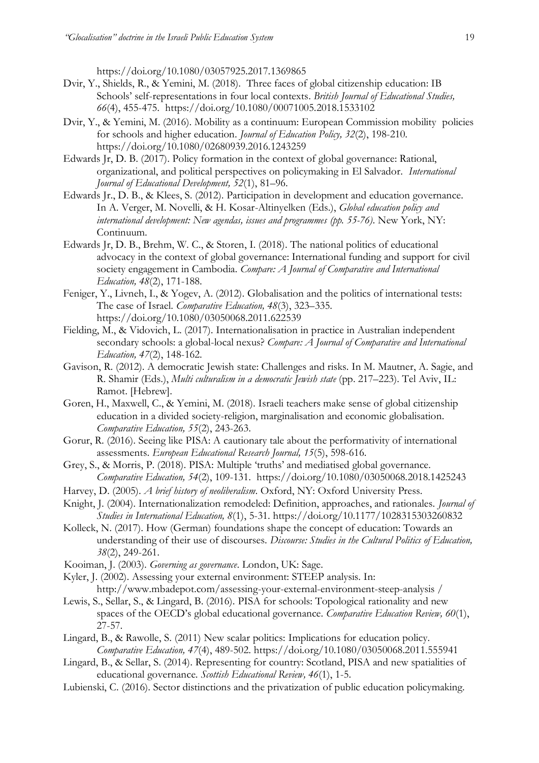https://doi.org/10.1080/03057925.2017.1369865

Dvir, Y., Shields, R., & Yemini, M. (2018). Three faces of global citizenship education: IB Schools' self-representations in four local contexts. *British Journal of Educational Studies, 66*(4), 455-475. https://doi.org/10.1080/00071005.2018.1533102

Dvir, Y., & Yemini, M. (2016). Mobility as a continuum: European Commission mobility policies for schools and higher education. *Journal of Education Policy, 32*(2), 198-210. https://doi.org/10.1080/02680939.2016.1243259

Edwards Jr, D. B. (2017). Policy formation in the context of global governance: Rational, organizational, and political perspectives on policymaking in El Salvador. *International Journal of Educational Development, 52*(1), 81–96.

Edwards Jr., D. B., & Klees, S. (2012). Participation in development and education governance. In A. Verger, M. Novelli, & H. Kosar-Altinyelken (Eds.), *Global education policy and international development: New agendas, issues and programmes (pp. 55-76).* New York, NY: Continuum.

Edwards Jr, D. B., Brehm, W. C., & Storen, I. (2018). The national politics of educational advocacy in the context of global governance: International funding and support for civil society engagement in Cambodia. *Compare: A Journal of Comparative and International Education, 48*(2), 171-188.

Feniger, Y., Livneh, I., & Yogev, A. (2012). Globalisation and the politics of international tests: The case of Israel. *Comparative Education, 48*(3), 323–335. https://doi.org/10.1080/03050068.2011.622539

Fielding, M., & Vidovich, L. (2017). Internationalisation in practice in Australian independent secondary schools: a global-local nexus? *Compare: A Journal of Comparative and International Education, 47*(2), 148-162.

Gavison, R. (2012). A democratic Jewish state: Challenges and risks. In M. Mautner, A. Sagie, and R. Shamir (Eds.), *Multi culturalism in a democratic Jewish state* (pp. 217–223). Tel Aviv, IL: Ramot. [Hebrew].

Goren, H., Maxwell, C., & Yemini, M. (2018). Israeli teachers make sense of global citizenship education in a divided society-religion, marginalisation and economic globalisation. *Comparative Education, 55*(2), 243-263.

Gorur, R. (2016). Seeing like PISA: A cautionary tale about the performativity of international assessments. *European Educational Research Journal, 15*(5), 598-616.

Grey, S., & Morris, P. (2018). PISA: Multiple 'truths' and mediatised global governance. *Comparative Education, 54*(2), 109-131. https://doi.org/10.1080/03050068.2018.1425243

Harvey, D. (2005). *A brief history of neoliberalism*. Oxford, NY: Oxford University Press.

Knight, J. (2004). Internationalization remodeled: Definition, approaches, and rationales. *Journal of Studies in International Education, 8*(1), 5-31. https://doi.org/10.1177/1028315303260832

Kolleck, N. (2017). How (German) foundations shape the concept of education: Towards an understanding of their use of discourses. *Discourse: Studies in the Cultural Politics of Education, 38*(2), 249-261.

Kooiman, J. (2003). *Governing as governance*. London, UK: Sage.

Kyler, J. (2002). Assessing your external environment: STEEP analysis. In: http://www.mbadepot.com/assessing-your-external-environment-steep-analysis /

Lewis, S., Sellar, S., & Lingard, B. (2016). PISA for schools: Topological rationality and new spaces of the OECD's global educational governance. *Comparative Education Review, 60*(1), 27-57.

Lingard, B., & Rawolle, S. (2011) New scalar politics: Implications for education policy. *Comparative Education, 47*(4), 489-502. https://doi.org/10.1080/03050068.2011.555941

Lingard, B., & Sellar, S. (2014). Representing for country: Scotland, PISA and new spatialities of educational governance. *Scottish Educational Review, 46*(1), 1-5.

Lubienski, C. (2016). Sector distinctions and the privatization of public education policymaking.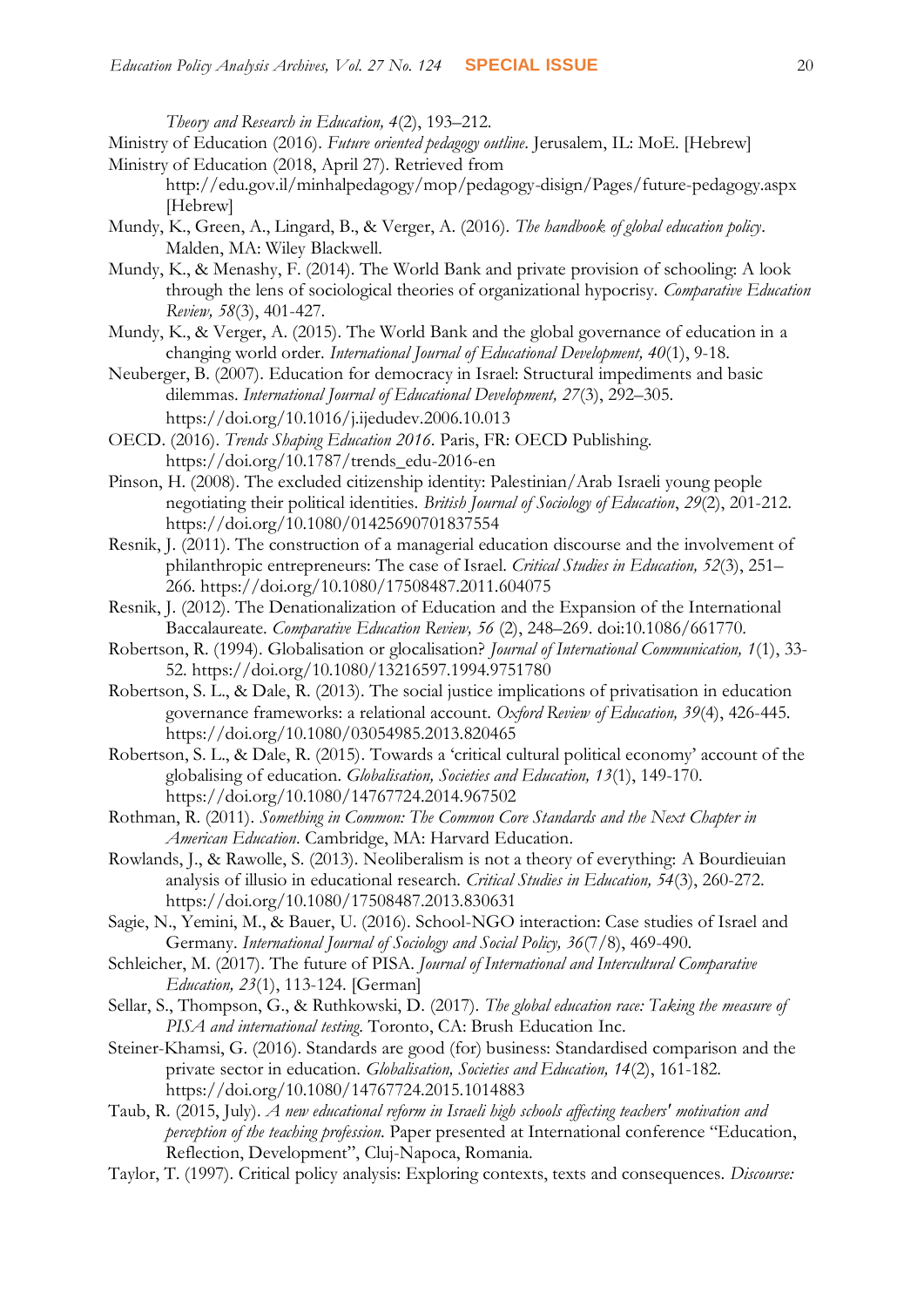*Theory and Research in Education, 4*(2), 193–212.

Ministry of Education (2016). *Future oriented pedagogy outline*. Jerusalem, IL: MoE. [Hebrew]

Ministry of Education (2018, April 27). Retrieved from http://edu.gov.il/minhalpedagogy/mop/pedagogy-disign/Pages/future-pedagogy.aspx [Hebrew]

Mundy, K., Green, A., Lingard, B., & Verger, A. (2016). *The handbook of global education policy*. Malden, MA: Wiley Blackwell.

Mundy, K., & Menashy, F. (2014). The World Bank and private provision of schooling: A look through the lens of sociological theories of organizational hypocrisy. *Comparative Education Review, 58*(3), 401-427.

Mundy, K., & Verger, A. (2015). The World Bank and the global governance of education in a changing world order. *International Journal of Educational Development, 40*(1), 9-18.

Neuberger, B. (2007). Education for democracy in Israel: Structural impediments and basic dilemmas. *International Journal of Educational Development, 27*(3), 292–305. https://doi.org/10.1016/j.ijedudev.2006.10.013

OECD. (2016). *Trends Shaping Education 2016*. Paris, FR: OECD Publishing. https://doi.org/10.1787/trends_edu-2016-en

Pinson, H. (2008). The excluded citizenship identity: Palestinian/Arab Israeli young people negotiating their political identities. *British Journal of Sociology of Education*, *29*(2), 201-212. https://doi.org/10.1080/01425690701837554

Resnik, J. (2011). The construction of a managerial education discourse and the involvement of philanthropic entrepreneurs: The case of Israel. *Critical Studies in Education, 52*(3), 251–266. https://doi.org/10.1080/17508487.2011.604075

Resnik, J. (2012). The Denationalization of Education and the Expansion of the International Baccalaureate. *Comparative Education Review, 56* (2), 248–269. doi:10.1086/661770.

Robertson, R. (1994). Globalisation or glocalisation? *Journal of International Communication, 1*(1), 33-52. https://doi.org/10.1080/13216597.1994.9751780

Robertson, S. L., & Dale, R. (2013). The social justice implications of privatisation in education governance frameworks: a relational account. *Oxford Review of Education, 39*(4), 426-445. https://doi.org/10.1080/03054985.2013.820465

Robertson, S. L., & Dale, R. (2015). Towards a 'critical cultural political economy' account of the globalising of education. *Globalisation, Societies and Education, 13*(1), 149-170. https://doi.org/10.1080/14767724.2014.967502

Rothman, R. (2011). *Something in Common: The Common Core Standards and the Next Chapter in American Education*. Cambridge, MA: Harvard Education.

Rowlands, J., & Rawolle, S. (2013). Neoliberalism is not a theory of everything: A Bourdieuian analysis of illusio in educational research. *Critical Studies in Education, 54*(3), 260-272. https://doi.org/10.1080/17508487.2013.830631

Sagie, N., Yemini, M., & Bauer, U. (2016). School-NGO interaction: Case studies of Israel and Germany. *International Journal of Sociology and Social Policy, 36*(7/8), 469-490.

Schleicher, M. (2017). The future of PISA. *Journal of International and Intercultural Comparative Education, 23*(1), 113-124. [German]

Sellar, S., Thompson, G., & Ruthkowski, D. (2017). *The global education race: Taking the measure of PISA and international testing*. Toronto, CA: Brush Education Inc.

Steiner-Khamsi, G. (2016). Standards are good (for) business: Standardised comparison and the private sector in education. *Globalisation, Societies and Education, 14*(2), 161-182. https://doi.org/10.1080/14767724.2015.1014883

Taub, R. (2015, July). *A new educational reform in Israeli high schools affecting teachers' motivation and perception of the teaching profession*. Paper presented at International conference "Education, Reflection, Development", Cluj-Napoca, Romania.

Taylor, T. (1997). Critical policy analysis: Exploring contexts, texts and consequences. *Discourse:*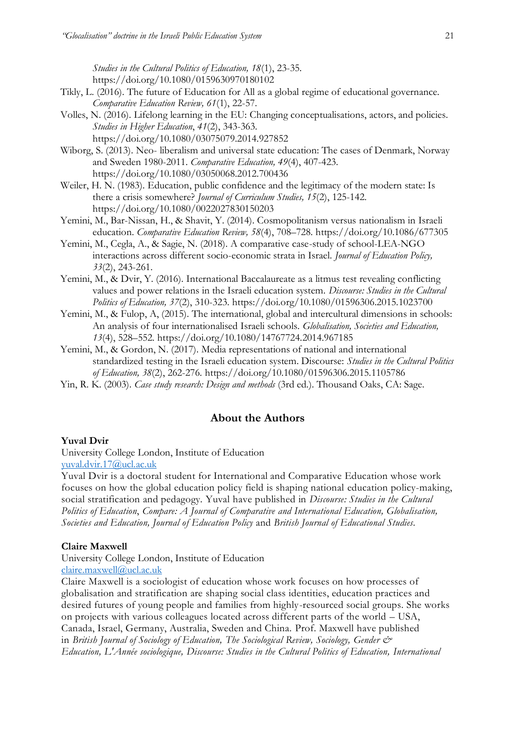*Studies in the Cultural Politics of Education, 18*(1), 23-35. https://doi.org/10.1080/0159630970180102

Tikly, L. (2016). The future of Education for All as a global regime of educational governance. *Comparative Education Review, 61*(1), 22-57.

Volles, N. (2016). Lifelong learning in the EU: Changing conceptualisations, actors, and policies. *Studies in Higher Education*, *41*(2), 343-363. https://doi.org/10.1080/03075079.2014.927852

Wiborg, S. (2013). Neo- liberalism and universal state education: The cases of Denmark, Norway and Sweden 1980-2011. *Comparative Education, 49*(4), 407-423. https://doi.org/10.1080/03050068.2012.700436

Weiler, H. N. (1983). Education, public confidence and the legitimacy of the modern state: Is there a crisis somewhere? *Journal of Curriculum Studies, 15*(2), 125-142. https://doi.org/10.1080/0022027830150203

Yemini, M., Bar-Nissan, H., & Shavit, Y. (2014). Cosmopolitanism versus nationalism in Israeli education. *Comparative Education Review, 58*(4), 708–728. https://doi.org/10.1086/677305

Yemini, M., Cegla, A., & Sagie, N. (2018). A comparative case-study of school-LEA-NGO interactions across different socio-economic strata in Israel. *Journal of Education Policy, 33*(2), 243-261.

Yemini, M., & Dvir, Y. (2016). International Baccalaureate as a litmus test revealing conflicting values and power relations in the Israeli education system. *Discourse: Studies in the Cultural Politics of Education, 37*(2), 310-323. https://doi.org/10.1080/01596306.2015.1023700

Yemini, M., & Fulop, A, (2015). The international, global and intercultural dimensions in schools: An analysis of four internationalised Israeli schools. *Globalisation, Societies and Education, 13*(4), 528–552. https://doi.org/10.1080/14767724.2014.967185

Yemini, M., & Gordon, N. (2017). Media representations of national and international standardized testing in the Israeli education system. Discourse: *Studies in the Cultural Politics of Education, 38*(2), 262-276. https://doi.org/10.1080/01596306.2015.1105786

Yin, R. K. (2003). *Case study research: Design and methods* (3rd ed.). Thousand Oaks, CA: Sage.

## About the Authors

**Yuval Dvir**

University College London, Institute of Education

yuval.dvir.17@ucl.ac.uk

Yuval Dvir is a doctoral student for International and Comparative Education whose work focuses on how the global education policy field is shaping national education policy-making, social stratification and pedagogy. Yuval have published in *Discourse: Studies in the Cultural Politics of Education*, *Compare: A Journal of Comparative and International Education, Globalisation, Societies and Education, Journal of Education Policy* and *British Journal of Educational Studies*.

**Claire Maxwell**

University College London, Institute of Education

claire.maxwell@ucl.ac.uk

Claire Maxwell is a sociologist of education whose work focuses on how processes of globalisation and stratification are shaping social class identities, education practices and desired futures of young people and families from highly-resourced social groups. She works on projects with various colleagues located across different parts of the world – USA, Canada, Israel, Germany, Australia, Sweden and China. Prof. Maxwell have published in *British Journal of Sociology of Education, The Sociological Review, Sociology, Gender & Education, L'Année sociologique, Discourse: Studies in the Cultural Politics of Education, International*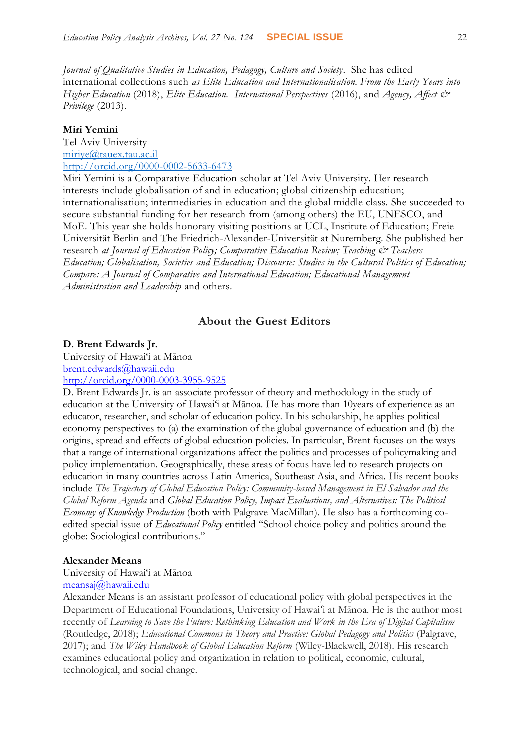*Journal of Qualitative Studies in Education, Pedagogy, Culture and Society*. She has edited international collections such *as Elite Education and Internationalisation. From the Early Years into Higher Education* (2018), *Elite Education. International Perspectives* (2016), and *Agency, Affect & Privilege* (2013).

**Miri Yemini**
Tel Aviv University
[miriye@tauex.tau.ac.il](mailto:miriye@tauex.tau.ac.il)
[http://orcid.org/0000-0002-5633-6473](http://orcid.org/0000-0002-5633-6473)
Miri Yemini is a Comparative Education scholar at Tel Aviv University. Her research interests include globalisation of and in education; global citizenship education; internationalisation; intermediaries in education and the global middle class. She succeeded to secure substantial funding for her research from (among others) the EU, UNESCO, and MoE. This year she holds honorary visiting positions at UCL, Institute of Education; Freie Universität Berlin and The Friedrich-Alexander-Universität at Nuremberg. She published her research *at Journal of Education Policy; Comparative Education Review; Teaching & Teachers Education; Globalisation, Societies and Education; Discourse: Studies in the Cultural Politics of Education; Compare: A Journal of Comparative and International Education; Educational Management Administration and Leadership* and others.

## About the Guest Editors

**D. Brent Edwards Jr.**
University of Hawai'i at Mānoa
[brent.edwards@hawaii.edu](mailto:brent.edwards@hawaii.edu)
[http://orcid.org/0000-0003-3955-9525](http://orcid.org/0000-0003-3955-9525)
D. Brent Edwards Jr. is an associate professor of theory and methodology in the study of education at the University of Hawai'i at Mānoa. He has more than 10years of experience as an educator, researcher, and scholar of education policy. In his scholarship, he applies political economy perspectives to (a) the examination of the global governance of education and (b) the origins, spread and effects of global education policies. In particular, Brent focuses on the ways that a range of international organizations affect the politics and processes of policymaking and policy implementation. Geographically, these areas of focus have led to research projects on education in many countries across Latin America, Southeast Asia, and Africa. His recent books include *The Trajectory of Global Education Policy: Community-based Management in El Salvador and the Global Reform Agenda* and *Global Education Policy, Impact Evaluations, and Alternatives: The Political Economy of Knowledge Production* (both with Palgrave MacMillan). He also has a forthcoming co-edited special issue of *Educational Policy* entitled "School choice policy and politics around the globe: Sociological contributions."

**Alexander Means**
University of Hawai'i at Mānoa
[meansaj@hawaii.edu](mailto:meansaj@hawaii.edu)
Alexander Means is an assistant professor of educational policy with global perspectives in the Department of Educational Foundations, University of Hawai'i at Mānoa. He is the author most recently of *Learning to Save the Future: Rethinking Education and Work in the Era of Digital Capitalism* (Routledge, 2018); *Educational Commons in Theory and Practice: Global Pedagogy and Politics* (Palgrave, 2017); and *The Wiley Handbook of Global Education Reform* (Wiley-Blackwell, 2018). His research examines educational policy and organization in relation to political, economic, cultural, technological, and social change.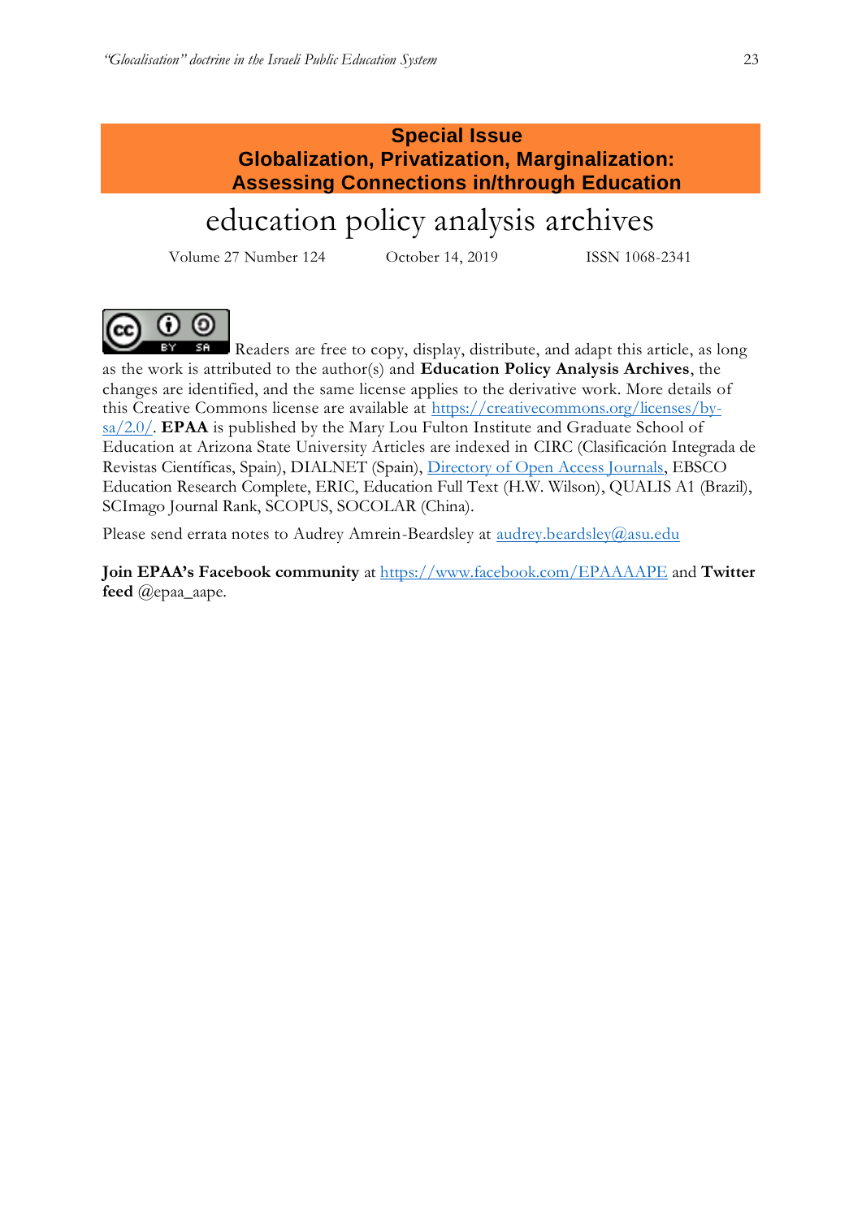**Special Issue**
**Globalization, Privatization, Marginalization: Assessing Connections in/through Education**

# education policy analysis archives

Volume 27 Number 124 October 14, 2019 ISSN 1068-2341

Readers are free to copy, display, distribute, and adapt this article, as long as the work is attributed to the author(s) and **Education Policy Analysis Archives**, the changes are identified, and the same license applies to the derivative work. More details of this Creative Commons license are available at https://creativecommons.org/licenses/by-sa/2.0/. **EPAA** is published by the Mary Lou Fulton Institute and Graduate School of Education at Arizona State University Articles are indexed in CIRC (Clasificación Integrada de Revistas Científicas, Spain), DIALNET (Spain), Directory of Open Access Journals, EBSCO Education Research Complete, ERIC, Education Full Text (H.W. Wilson), QUALIS A1 (Brazil), SCImago Journal Rank, SCOPUS, SOCOLAR (China).

Please send errata notes to Audrey Amrein-Beardsley at audrey.beardsley@asu.edu

**Join EPAA's Facebook community** at https://www.facebook.com/EPAAAAPE and **Twitter feed** @epaa_aape.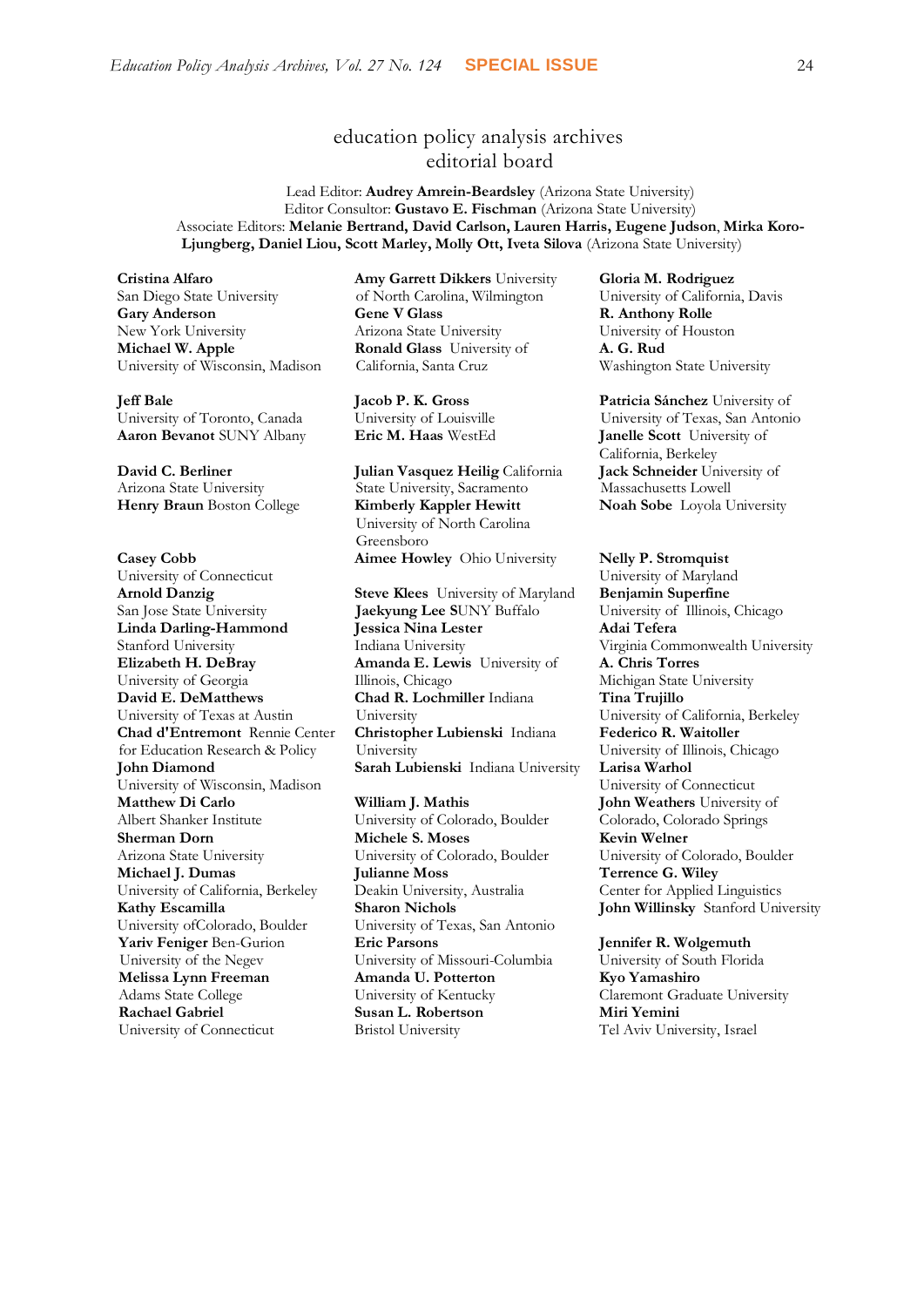# education policy analysis archives
## editorial board

Lead Editor: **Audrey Amrein-Beardsley** (Arizona State University)
Editor Consultor: **Gustavo E. Fischman** (Arizona State University)
Associate Editors: **Melanie Bertrand, David Carlson, Lauren Harris, Eugene Judson**, **Mirka Koro-Ljungberg, Daniel Liou, Scott Marley, Molly Ott, Iveta Silova** (Arizona State University)

**Cristina Alfaro**
San Diego State University
**Gary Anderson**
New York University
**Michael W. Apple**
University of Wisconsin, Madison

**Jeff Bale**
University of Toronto, Canada
**Aaron Bevanot** SUNY Albany

**David C. Berliner**
Arizona State University
**Henry Braun** Boston College

**Casey Cobb**
University of Connecticut
**Arnold Danzig**
San Jose State University
**Linda Darling-Hammond**
Stanford University
**Elizabeth H. DeBray**
University of Georgia
**David E. DeMatthews**
University of Texas at Austin
**Chad d'Entremont** Rennie Center for Education Research & Policy
**John Diamond**
University of Wisconsin, Madison
**Matthew Di Carlo**
Albert Shanker Institute
**Sherman Dorn**
Arizona State University
**Michael J. Dumas**
University of California, Berkeley
**Kathy Escamilla**
University ofColorado, Boulder
**Yariv Feniger** Ben-Gurion University of the Negev
**Melissa Lynn Freeman**
Adams State College
**Rachael Gabriel**
University of Connecticut

**Amy Garrett Dikkers** University of North Carolina, Wilmington
**Gene V Glass**
Arizona State University
**Ronald Glass** University of California, Santa Cruz

**Jacob P. K. Gross**
University of Louisville
**Eric M. Haas** WestEd

**Julian Vasquez Heilig** California State University, Sacramento
**Kimberly Kappler Hewitt**
University of North Carolina Greensboro
**Aimee Howley** Ohio University

**Steve Klees** University of Maryland
**Jaekyung Lee** SUNY Buffalo
**Jessica Nina Lester**
Indiana University
**Amanda E. Lewis** University of Illinois, Chicago
**Chad R. Lochmiller** Indiana University
**Christopher Lubienski** Indiana University
**Sarah Lubienski** Indiana University

**William J. Mathis**
University of Colorado, Boulder
**Michele S. Moses**
University of Colorado, Boulder
**Julianne Moss**
Deakin University, Australia
**Sharon Nichols**
University of Texas, San Antonio
**Eric Parsons**
University of Missouri-Columbia
**Amanda U. Potterton**
University of Kentucky
**Susan L. Robertson**
Bristol University

**Gloria M. Rodriguez**
University of California, Davis
**R. Anthony Rolle**
University of Houston
**A. G. Rud**
Washington State University

**Patricia Sánchez** University of University of Texas, San Antonio
**Janelle Scott** University of California, Berkeley
**Jack Schneider** University of Massachusetts Lowell
**Noah Sobe** Loyola University

**Nelly P. Stromquist**
University of Maryland
**Benjamin Superfine**
University of Illinois, Chicago
**Adai Tefera**
Virginia Commonwealth University
**A. Chris Torres**
Michigan State University
**Tina Trujillo**
University of California, Berkeley
**Federico R. Waitoller**
University of Illinois, Chicago
**Larisa Warhol**
University of Connecticut
**John Weathers** University of Colorado, Colorado Springs
**Kevin Welner**
University of Colorado, Boulder
**Terrence G. Wiley**
Center for Applied Linguistics
**John Willinsky** Stanford University

**Jennifer R. Wolgemuth**
University of South Florida
**Kyo Yamashiro**
Claremont Graduate University
**Miri Yemini**
Tel Aviv University, Israel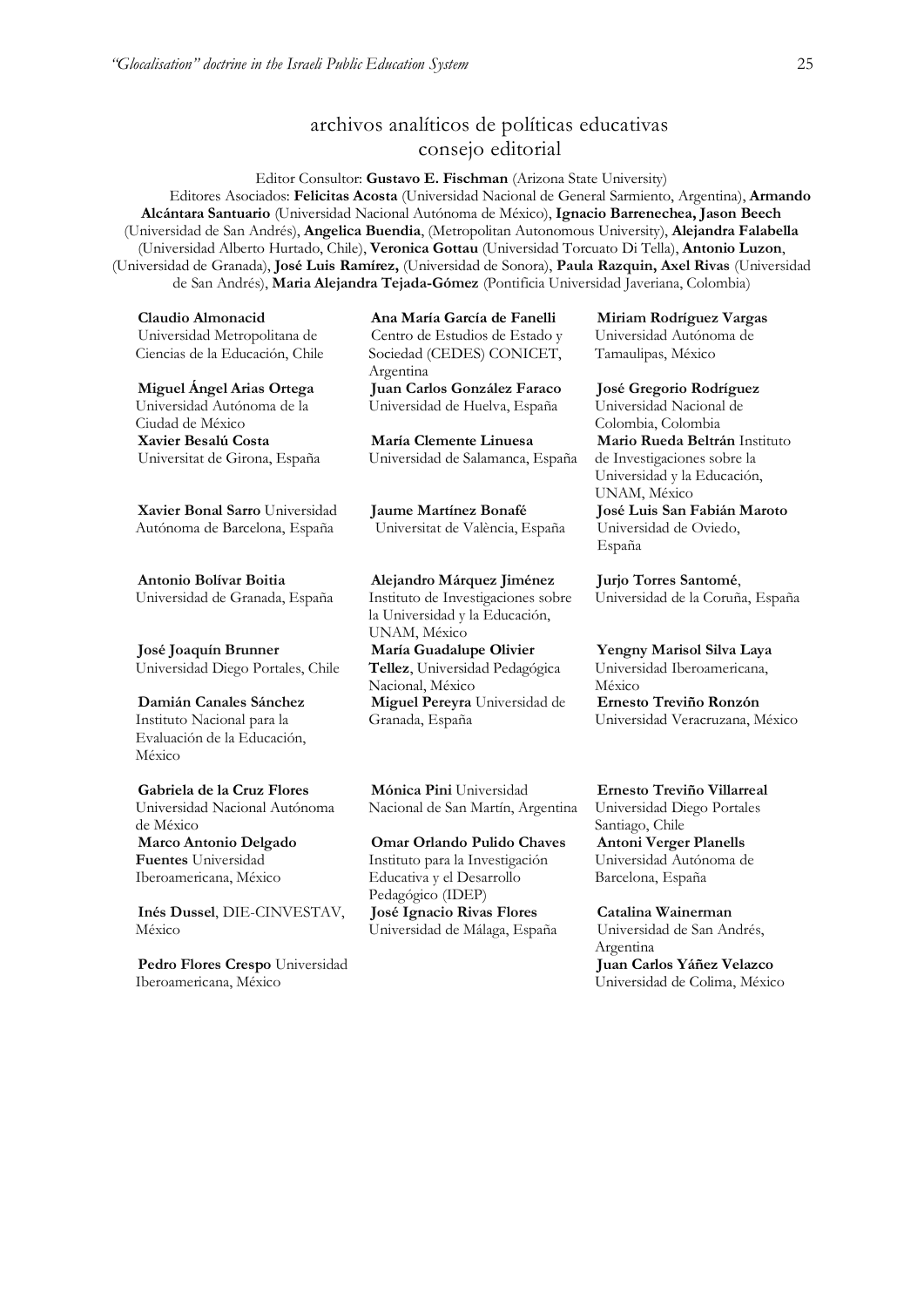## archivos analíticos de políticas educativas
## consejo editorial

Editor Consultor: **Gustavo E. Fischman** (Arizona State University)

Editores Asociados: **Felicitas Acosta** (Universidad Nacional de General Sarmiento, Argentina), **Armando Alcántara Santuario** (Universidad Nacional Autónoma de México), **Ignacio Barrenechea, Jason Beech** (Universidad de San Andrés), **Angelica Buendia**, (Metropolitan Autonomous University), **Alejandra Falabella** (Universidad Alberto Hurtado, Chile), **Veronica Gottau** (Universidad Torcuato Di Tella), **Antonio Luzon**, (Universidad de Granada), **José Luis Ramírez,** (Universidad de Sonora), **Paula Razquin, Axel Rivas** (Universidad de San Andrés), **Maria Alejandra Tejada-Gómez** (Pontificia Universidad Javeriana, Colombia)

**Claudio Almonacid** Universidad Metropolitana de Ciencias de la Educación, Chile

**Miguel Ángel Arias Ortega** Universidad Autónoma de la Ciudad de México

**Xavier Besalú Costa** Universitat de Girona, España

**Xavier Bonal Sarro** Universidad Autónoma de Barcelona, España

**Antonio Bolívar Boitia** Universidad de Granada, España

**José Joaquín Brunner** Universidad Diego Portales, Chile

**Damián Canales Sánchez** Instituto Nacional para la Evaluación de la Educación, México

**Gabriela de la Cruz Flores** Universidad Nacional Autónoma de México

**Marco Antonio Delgado Fuentes** Universidad Iberoamericana, México

**Inés Dussel**, DIE-CINVESTAV, México

**Pedro Flores Crespo** Universidad Iberoamericana, México

**Ana María García de Fanelli** Centro de Estudios de Estado y Sociedad (CEDES) CONICET, Argentina

**Juan Carlos González Faraco** Universidad de Huelva, España

**María Clemente Linuesa** Universidad de Salamanca, España

**Jaume Martínez Bonafé** Universitat de València, España

**Alejandro Márquez Jiménez** Instituto de Investigaciones sobre la Universidad y la Educación, UNAM, México

**María Guadalupe Olivier Tellez**, Universidad Pedagógica Nacional, México

**Miguel Pereyra** Universidad de Granada, España

**Mónica Pini** Universidad Nacional de San Martín, Argentina

**Omar Orlando Pulido Chaves** Instituto para la Investigación Educativa y el Desarrollo Pedagógico (IDEP)

**José Ignacio Rivas Flores** Universidad de Málaga, España

**Miriam Rodríguez Vargas** Universidad Autónoma de Tamaulipas, México

**José Gregorio Rodríguez** Universidad Nacional de Colombia, Colombia

**Mario Rueda Beltrán** Instituto de Investigaciones sobre la Universidad y la Educación, UNAM, México

**José Luis San Fabián Maroto** Universidad de Oviedo, España

**Jurjo Torres Santomé**, Universidad de la Coruña, España

**Yengny Marisol Silva Laya** Universidad Iberoamericana, México

**Ernesto Treviño Ronzón** Universidad Veracruzana, México

**Ernesto Treviño Villarreal** Universidad Diego Portales Santiago, Chile

**Antoni Verger Planells** Universidad Autónoma de Barcelona, España

**Catalina Wainerman** Universidad de San Andrés, Argentina

**Juan Carlos Yáñez Velazco** Universidad de Colima, México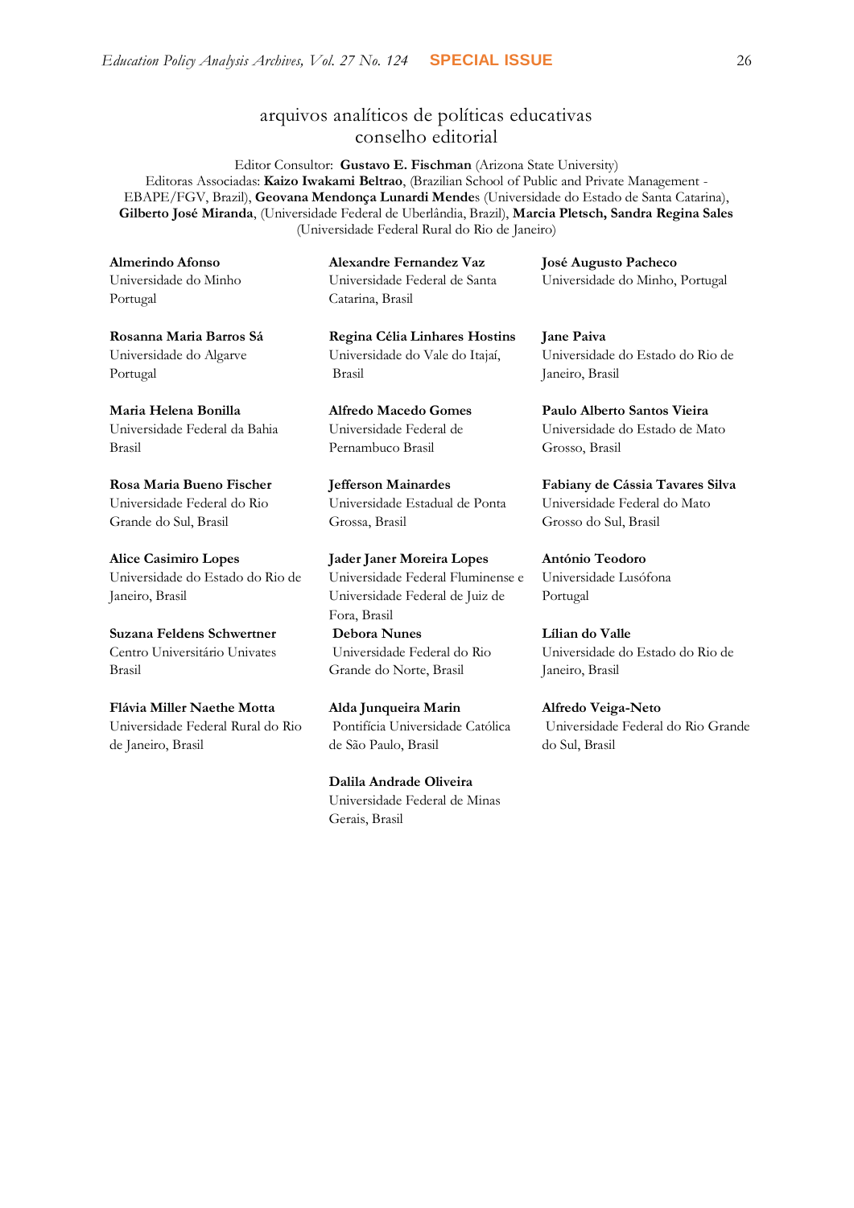# arquivos analíticos de políticas educativas
## conselho editorial

Editor Consultor: **Gustavo E. Fischman** (Arizona State University)
Editoras Associadas: **Kaizo Iwakami Beltrao**, (Brazilian School of Public and Private Management - EBAPE/FGV, Brazil), **Geovana Mendonça Lunardi Mende**s (Universidade do Estado de Santa Catarina), **Gilberto José Miranda**, (Universidade Federal de Uberlândia, Brazil), **Marcia Pletsch, Sandra Regina Sales** (Universidade Federal Rural do Rio de Janeiro)

**Almerindo Afonso**
Universidade do Minho
Portugal

**Rosanna Maria Barros Sá**
Universidade do Algarve
Portugal

**Maria Helena Bonilla**
Universidade Federal da Bahia
Brasil

**Rosa Maria Bueno Fischer**
Universidade Federal do Rio Grande do Sul, Brasil

**Alice Casimiro Lopes**
Universidade do Estado do Rio de Janeiro, Brasil

**Suzana Feldens Schwertner**
Centro Universitário Univates
Brasil

**Flávia Miller Naethe Motta**
Universidade Federal Rural do Rio de Janeiro, Brasil

**Alexandre Fernandez Vaz**
Universidade Federal de Santa Catarina, Brasil

**Regina Célia Linhares Hostins**
Universidade do Vale do Itajaí, Brasil

**Alfredo Macedo Gomes**
Universidade Federal de Pernambuco Brasil

**Jefferson Mainardes**
Universidade Estadual de Ponta Grossa, Brasil

**Jader Janer Moreira Lopes**
Universidade Federal Fluminense e Universidade Federal de Juiz de Fora, Brasil

**Debora Nunes**
Universidade Federal do Rio Grande do Norte, Brasil

**Alda Junqueira Marin**
Pontifícia Universidade Católica de São Paulo, Brasil

**Dalila Andrade Oliveira**
Universidade Federal de Minas Gerais, Brasil

**José Augusto Pacheco**
Universidade do Minho, Portugal

**Jane Paiva**
Universidade do Estado do Rio de Janeiro, Brasil

**Paulo Alberto Santos Vieira**
Universidade do Estado de Mato Grosso, Brasil

**Fabiany de Cássia Tavares Silva**
Universidade Federal do Mato Grosso do Sul, Brasil

**António Teodoro**
Universidade Lusófona
Portugal

**Lílian do Valle**
Universidade do Estado do Rio de Janeiro, Brasil

**Alfredo Veiga-Neto**
Universidade Federal do Rio Grande do Sul, Brasil